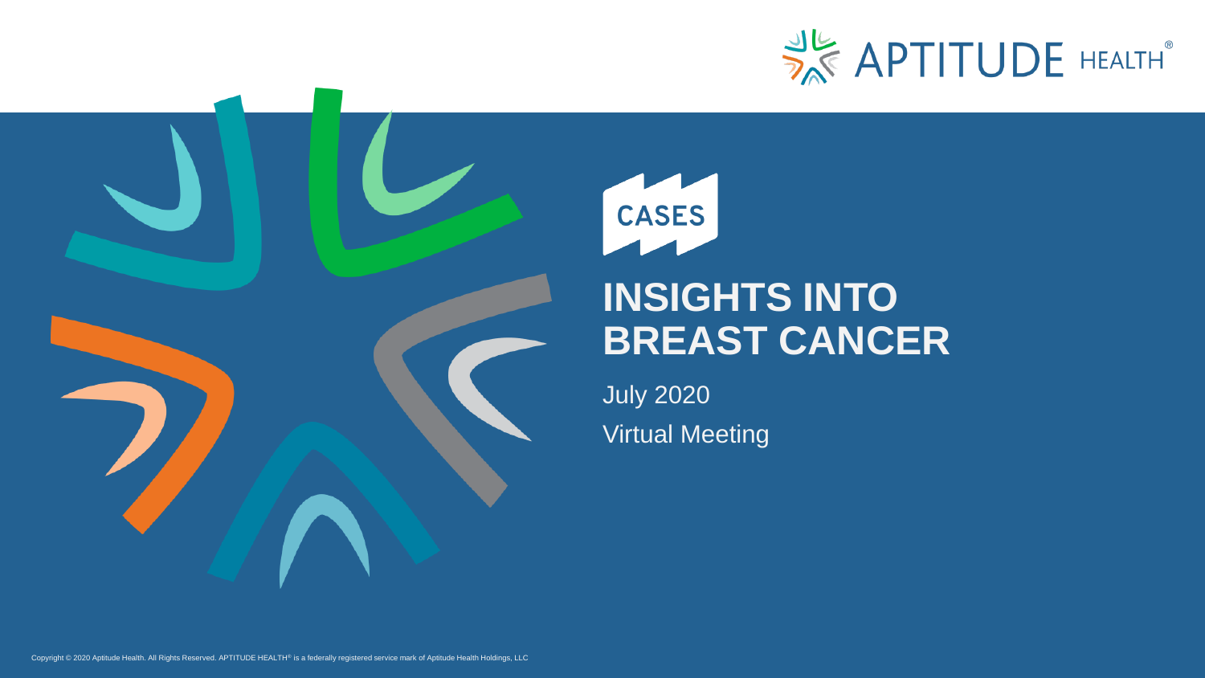APTITUDE HEALTH®

CASES

# INSIGHTS INTO BREAST CANCER

July 2020

Virtual Meeting

Copyright © 2020 Aptitude Health. All Rights Reserved. APTITUDE HEALTH® is a federally registered service mark of Aptitude Health Holdings, LLC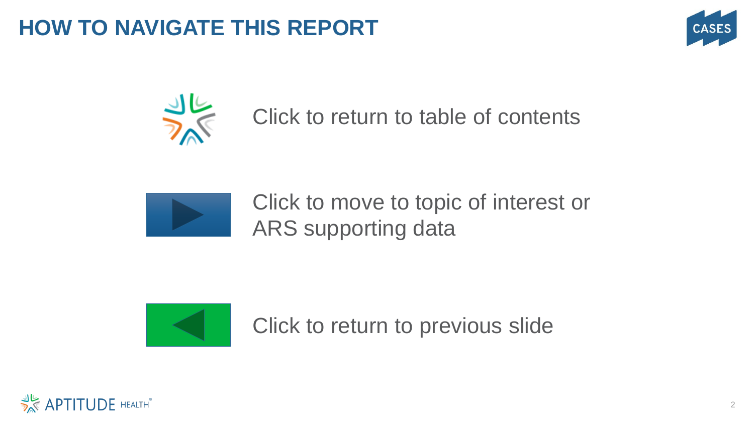# HOW TO NAVIGATE THIS REPORT

Click to return to table of contents

Click to move to topic of interest or ARS supporting data

Click to return to previous slide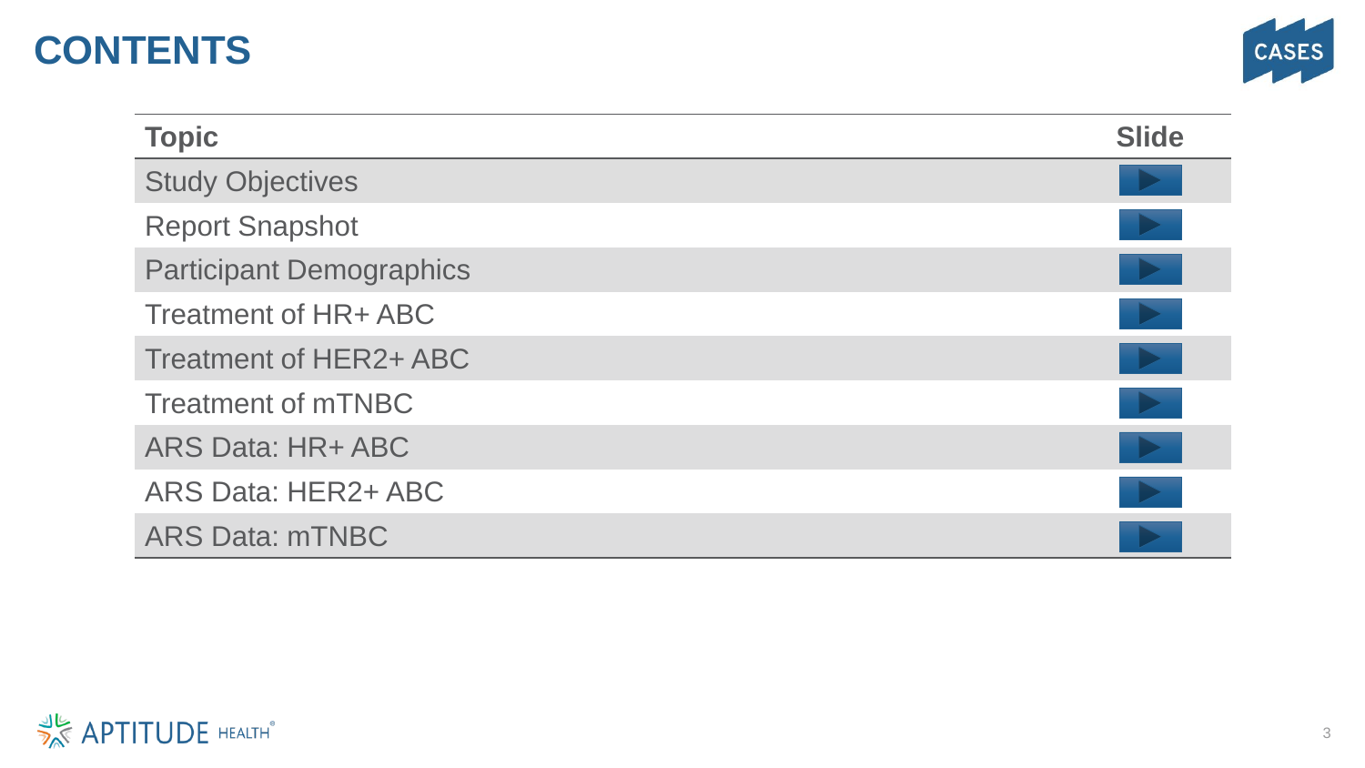# CONTENTS

| Topic | Slide |
| --- | --- |
| Study Objectives | ▶ |
| Report Snapshot | ▶ |
| Participant Demographics | ▶ |
| Treatment of HR+ ABC | ▶ |
| Treatment of HER2+ ABC | ▶ |
| Treatment of mTNBC | ▶ |
| ARS Data: HR+ ABC | ▶ |
| ARS Data: HER2+ ABC | ▶ |
| ARS Data: mTNBC | ▶ |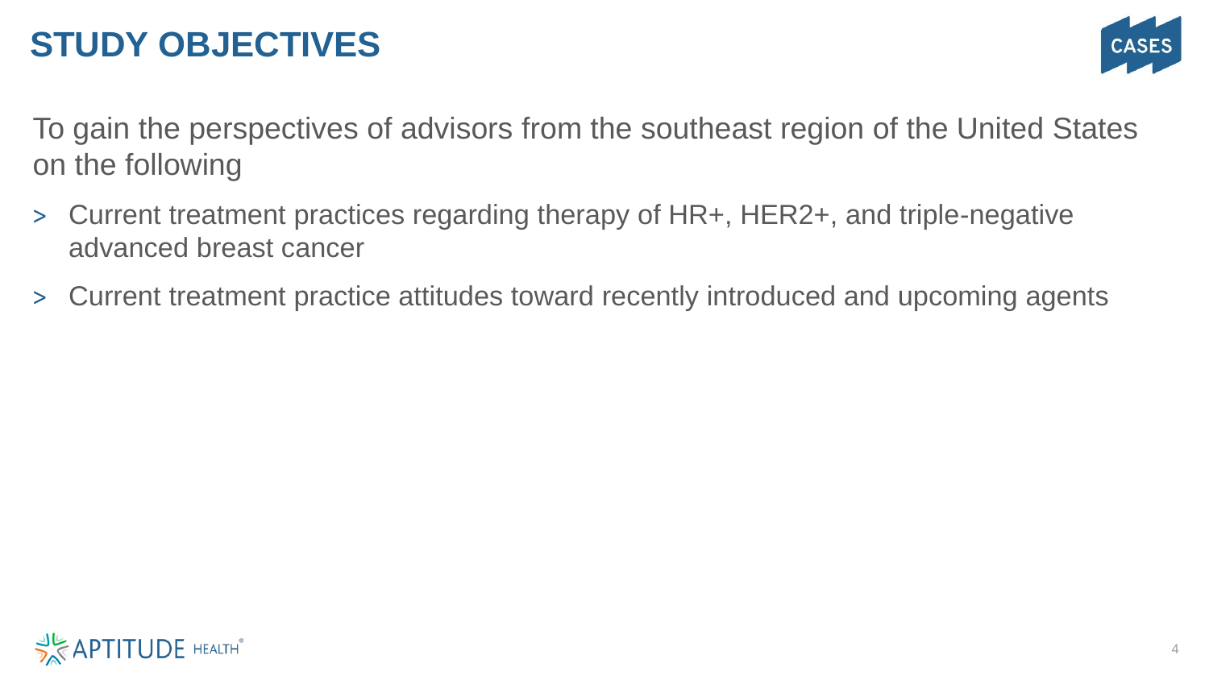# STUDY OBJECTIVES

To gain the perspectives of advisors from the southeast region of the United States on the following

- Current treatment practices regarding therapy of HR+, HER2+, and triple-negative advanced breast cancer
- Current treatment practice attitudes toward recently introduced and upcoming agents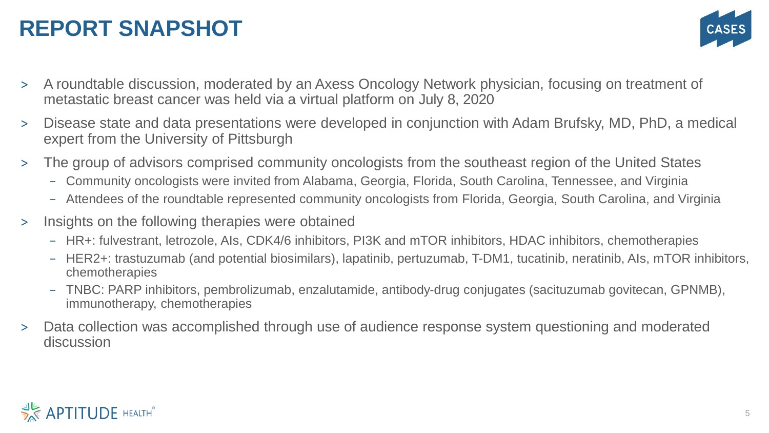# REPORT SNAPSHOT

- A roundtable discussion, moderated by an Axess Oncology Network physician, focusing on treatment of metastatic breast cancer was held via a virtual platform on July 8, 2020
- Disease state and data presentations were developed in conjunction with Adam Brufsky, MD, PhD, a medical expert from the University of Pittsburgh
- The group of advisors comprised community oncologists from the southeast region of the United States
  - Community oncologists were invited from Alabama, Georgia, Florida, South Carolina, Tennessee, and Virginia
  - Attendees of the roundtable represented community oncologists from Florida, Georgia, South Carolina, and Virginia
- Insights on the following therapies were obtained
  - HR+: fulvestrant, letrozole, AIs, CDK4/6 inhibitors, PI3K and mTOR inhibitors, HDAC inhibitors, chemotherapies
  - HER2+: trastuzumab (and potential biosimilars), lapatinib, pertuzumab, T-DM1, tucatinib, neratinib, AIs, mTOR inhibitors, chemotherapies
  - TNBC: PARP inhibitors, pembrolizumab, enzalutamide, antibody-drug conjugates (sacituzumab govitecan, GPNMB), immunotherapy, chemotherapies
- Data collection was accomplished through use of audience response system questioning and moderated discussion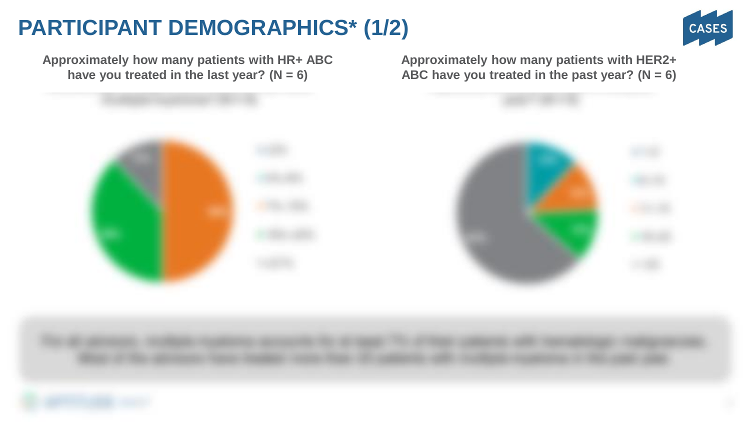# PARTICIPANT DEMOGRAPHICS* (1/2)

Approximately how many patients with HR+ ABC have you treated in the last year? (N = 6)

Approximately how many patients with HER2+ ABC have you treated in the past year? (N = 6)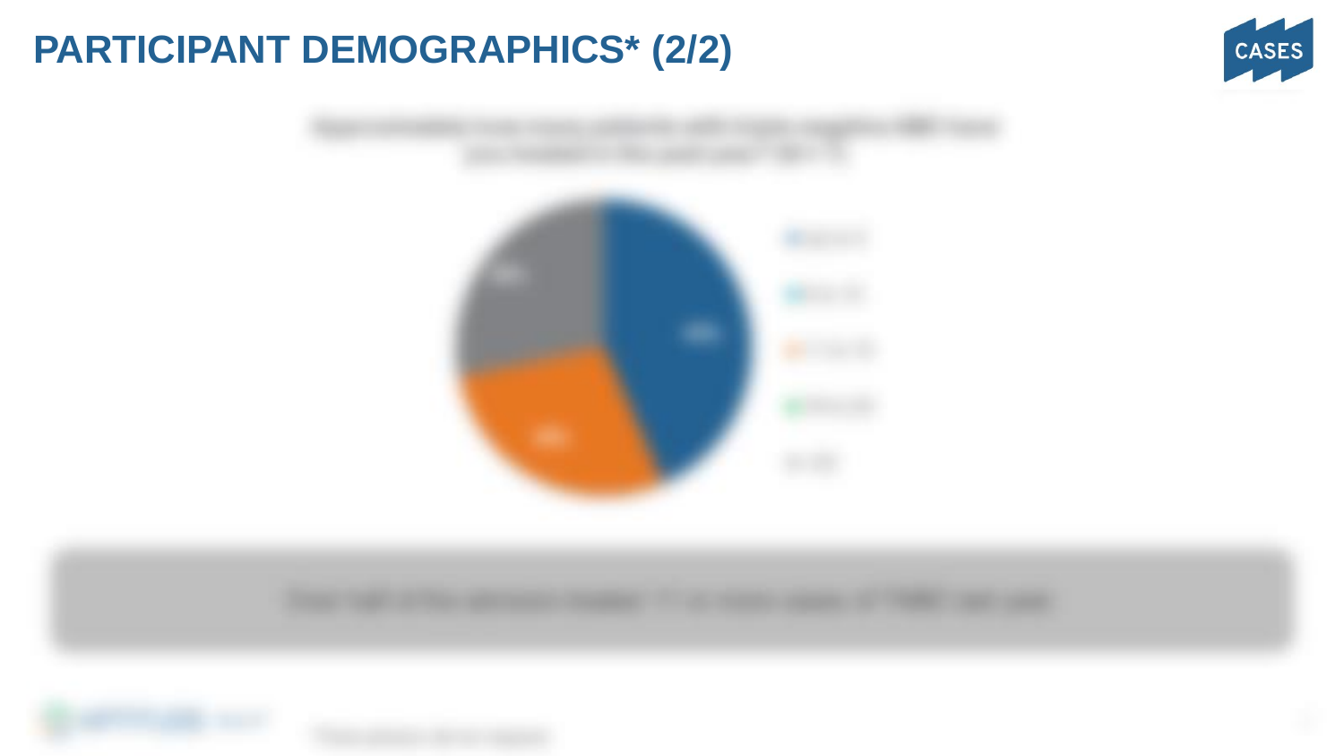# PARTICIPANT DEMOGRAPHICS* (2/2)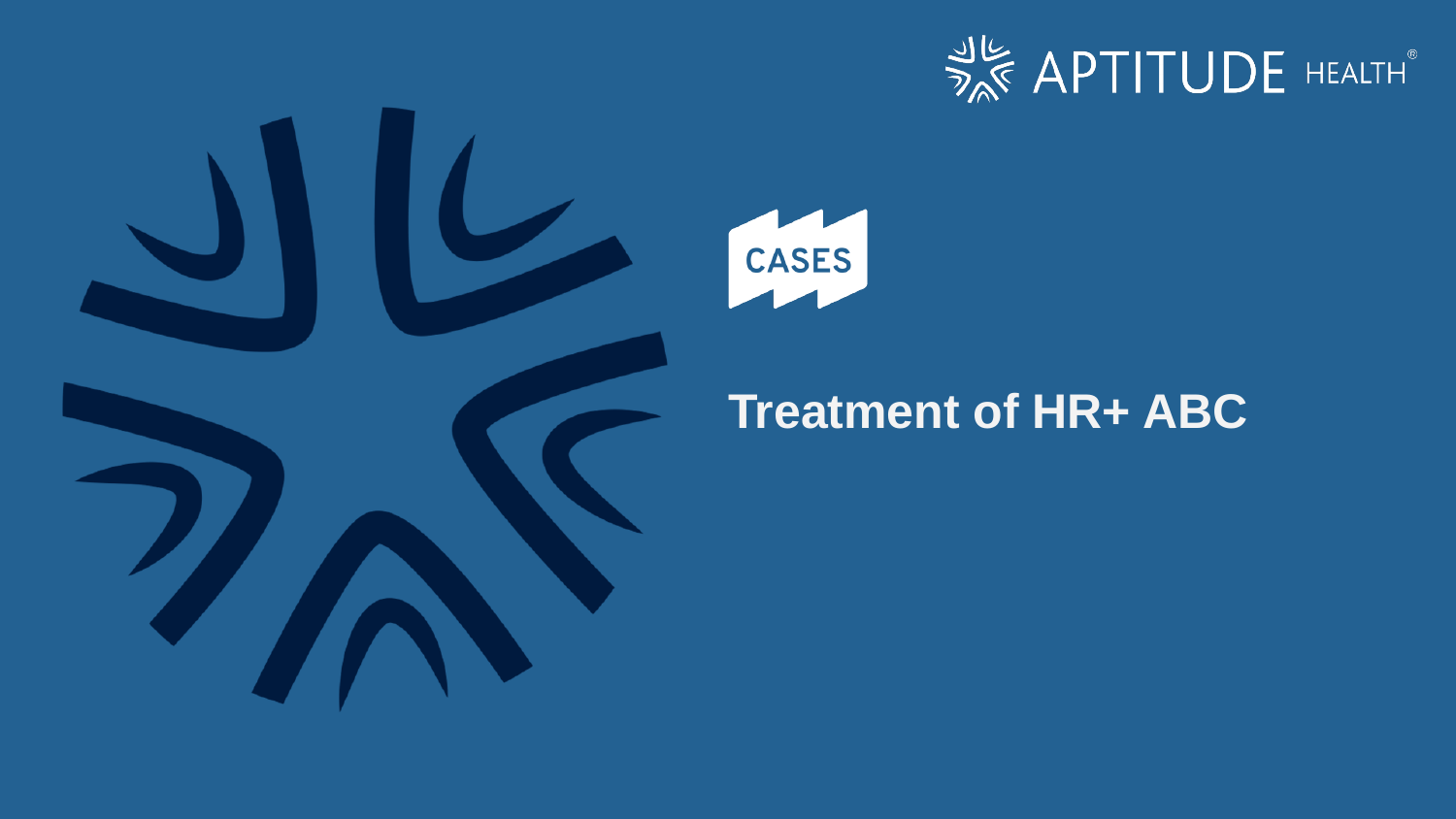CASES

# Treatment of HR+ ABC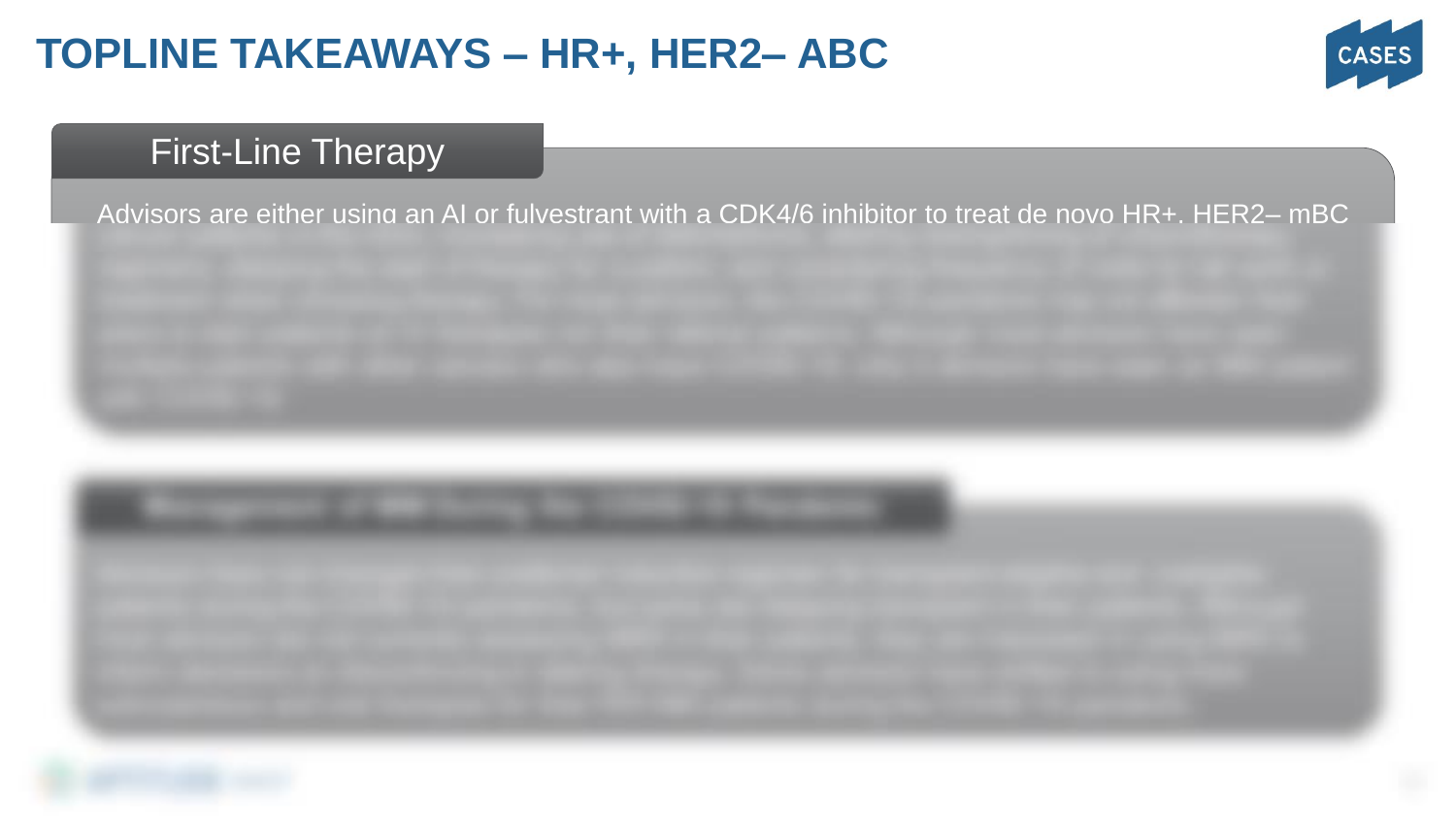# TOPLINE TAKEAWAYS – HR+, HER2– ABC

## First-Line Therapy

Advisors are either using an AI or fulvestrant with a CDK4/6 inhibitor to treat de novo HR+, HER2– mBC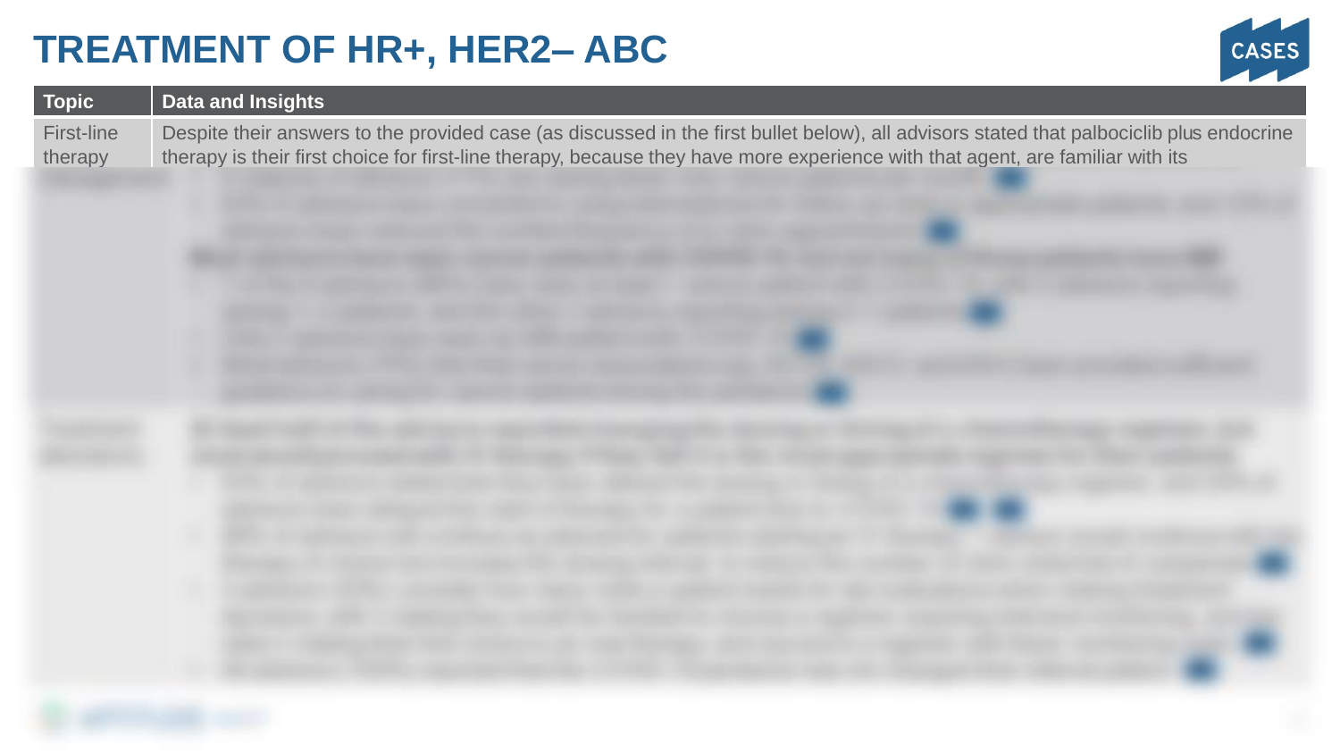# TREATMENT OF HR+, HER2– ABC

| Topic | Data and Insights |
| --- | --- |
| First-line therapy | Despite their answers to the provided case (as discussed in the first bullet below), all advisors stated that palbociclib plus endocrine therapy is their first choice for first-line therapy, because they have more experience with that agent, are familiar with its |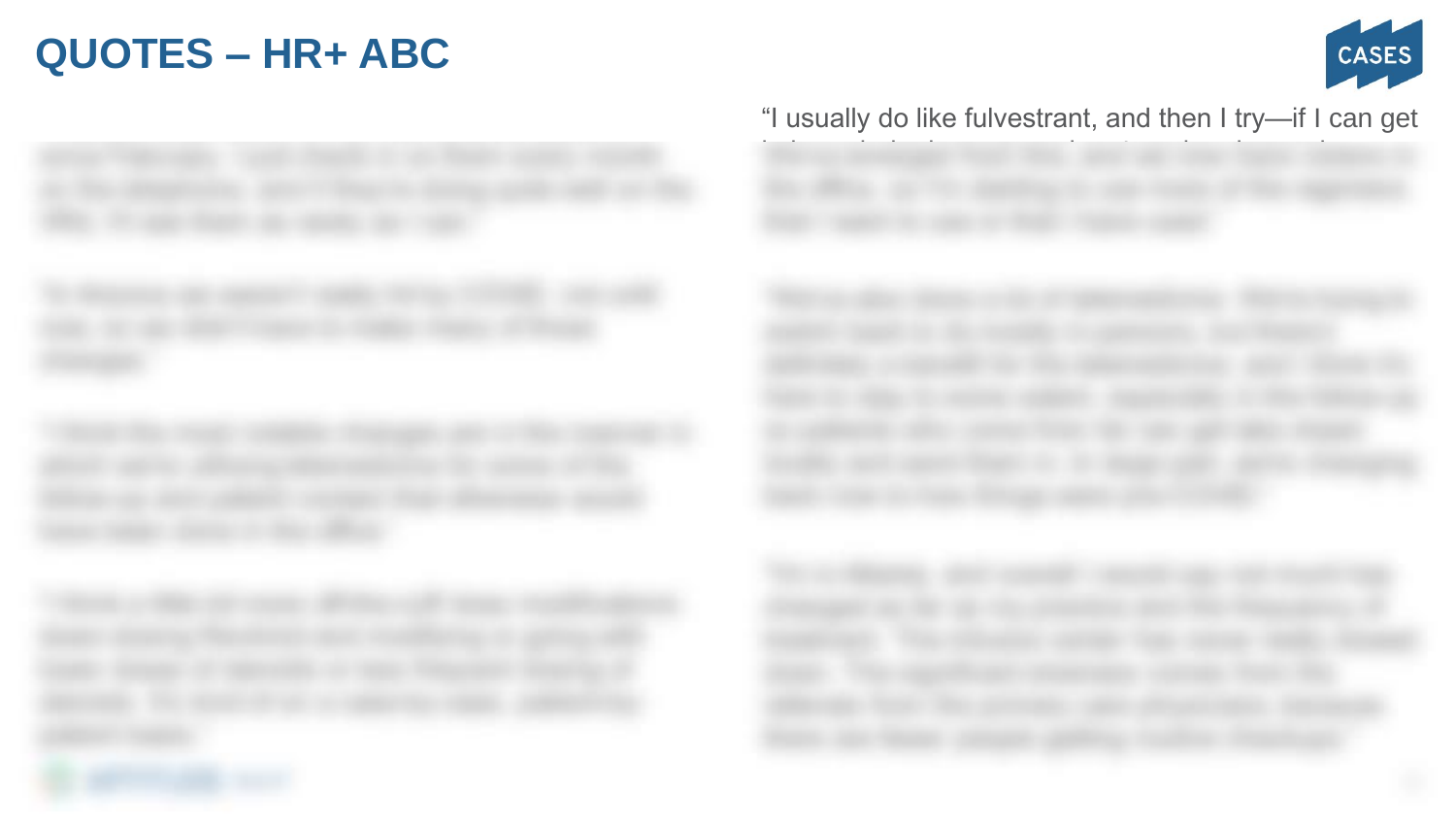# QUOTES – HR+ ABC

"I usually do like fulvestrant, and then I try—if I can get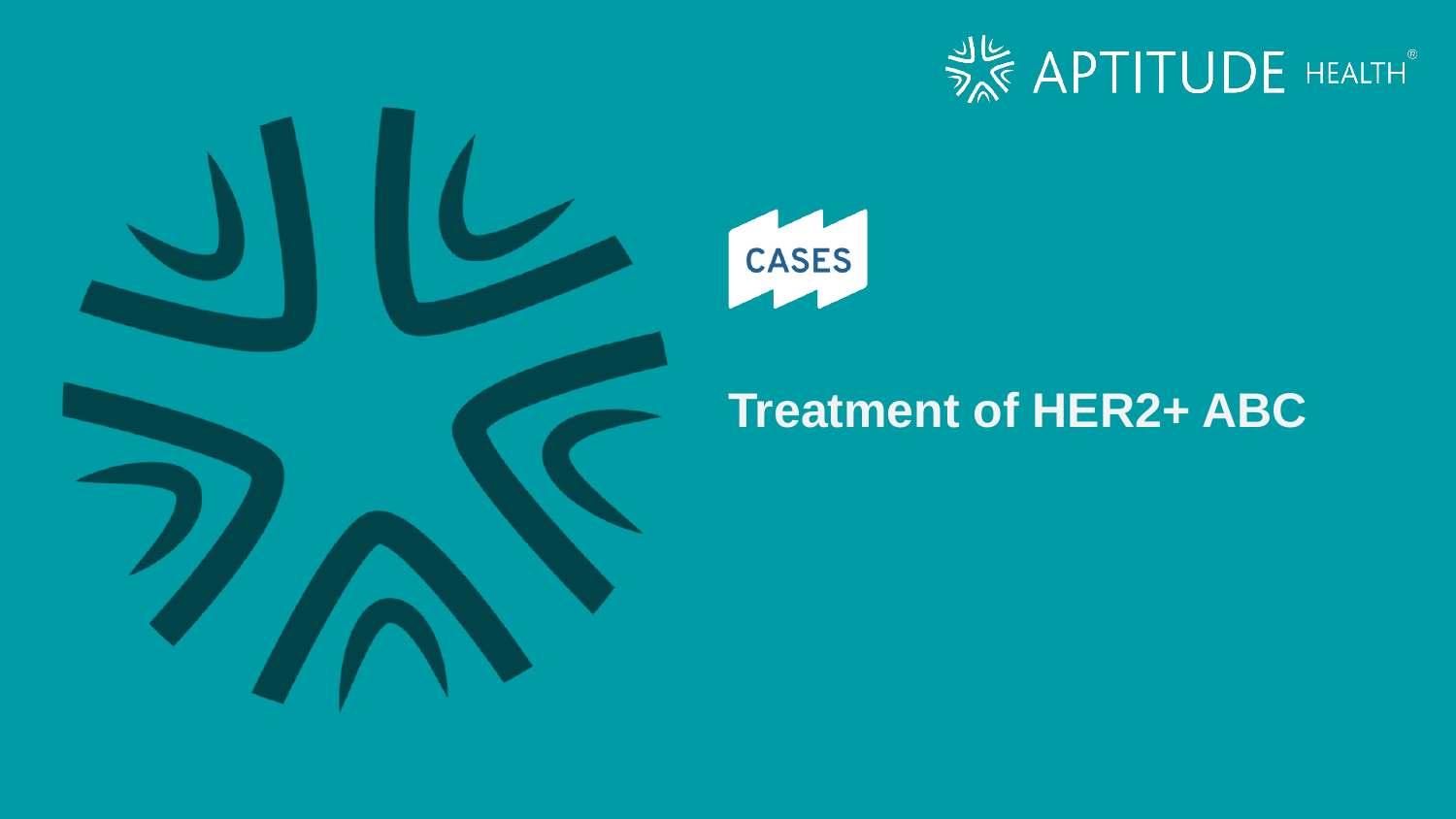CASES

# Treatment of HER2+ ABC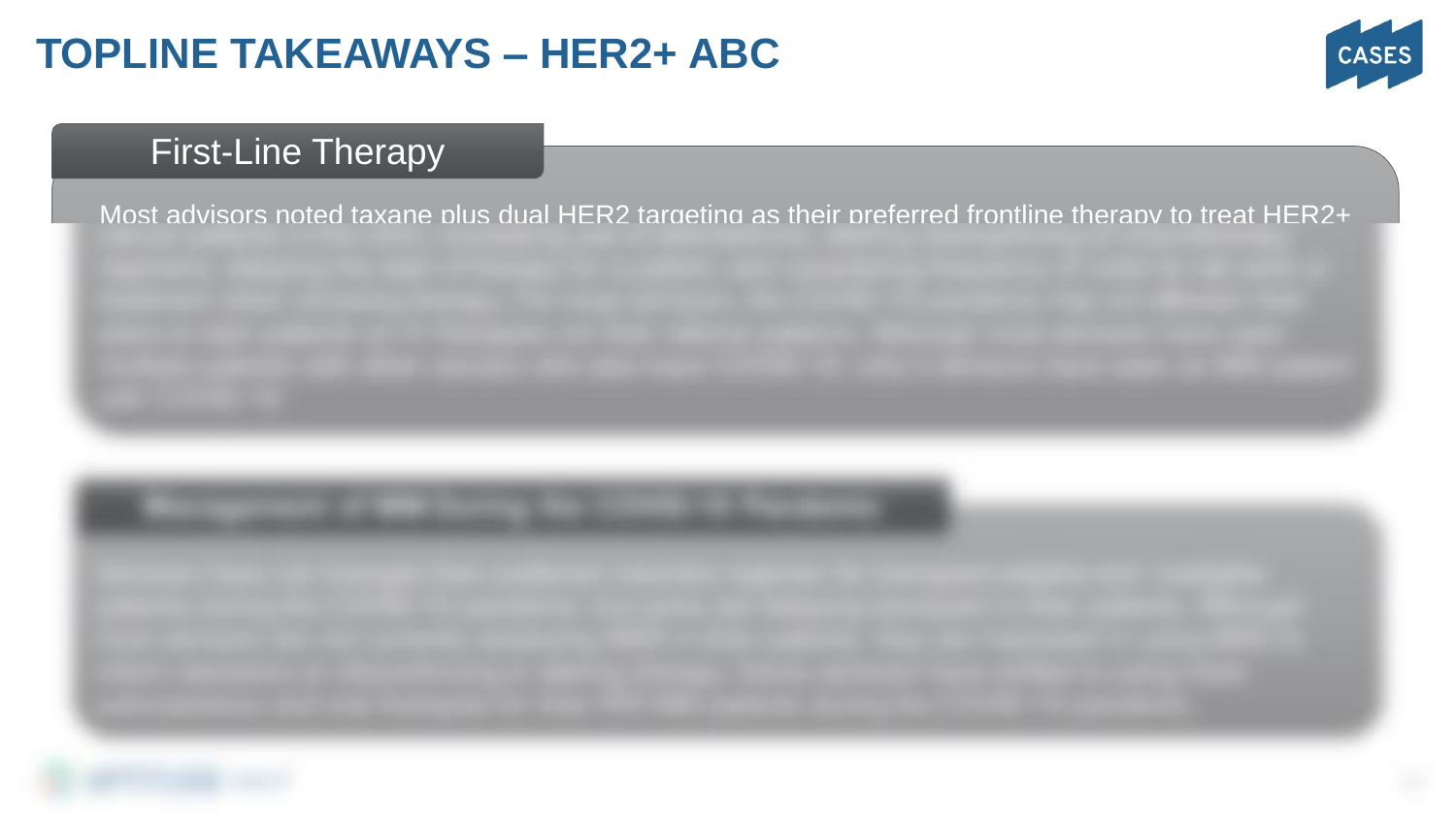# TOPLINE TAKEAWAYS – HER2+ ABC

## First-Line Therapy

Most advisors noted taxane plus dual HER2 targeting as their preferred frontline therapy to treat HER2+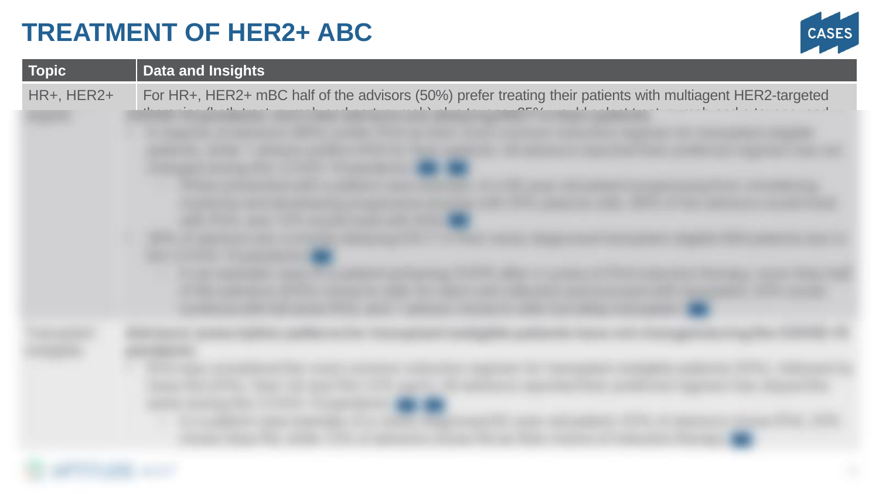# TREATMENT OF HER2+ ABC

| Topic | Data and Insights |
|---|---|
| HR+, HER2+ | For HR+, HER2+ mBC half of the advisors (50%) prefer treating their patients with multiagent HER2-targeted |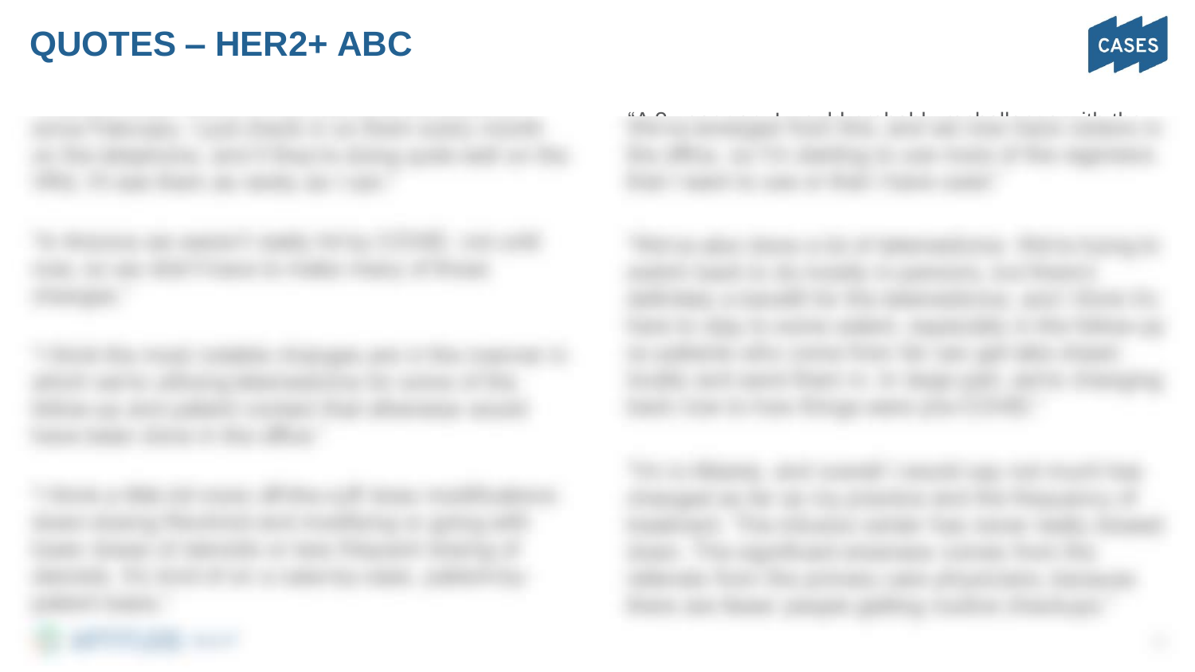# QUOTES – HER2+ ABC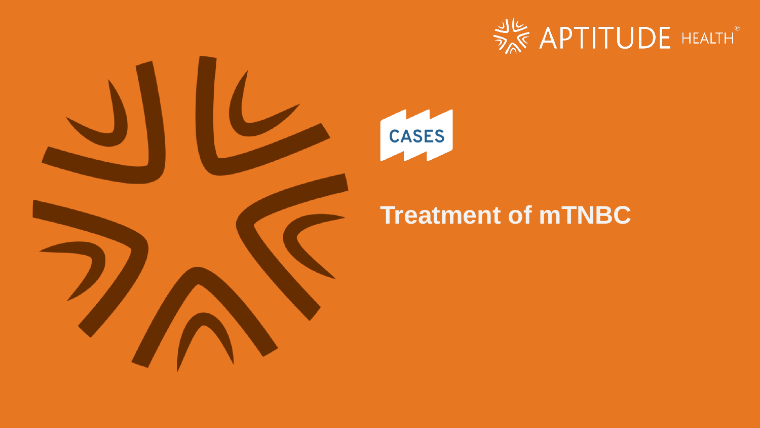CASES

# Treatment of mTNBC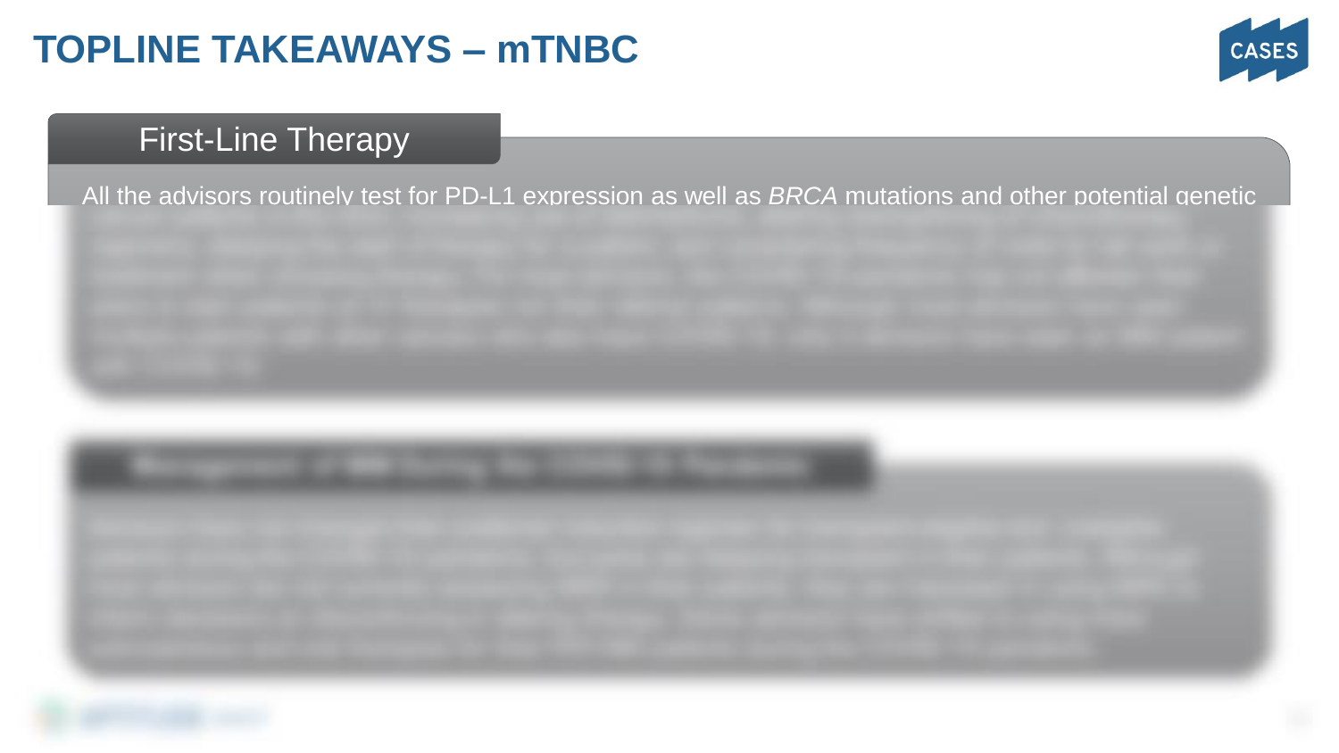# TOPLINE TAKEAWAYS – mTNBC

## First-Line Therapy

All the advisors routinely test for PD-L1 expression as well as *BRCA* mutations and other potential genetic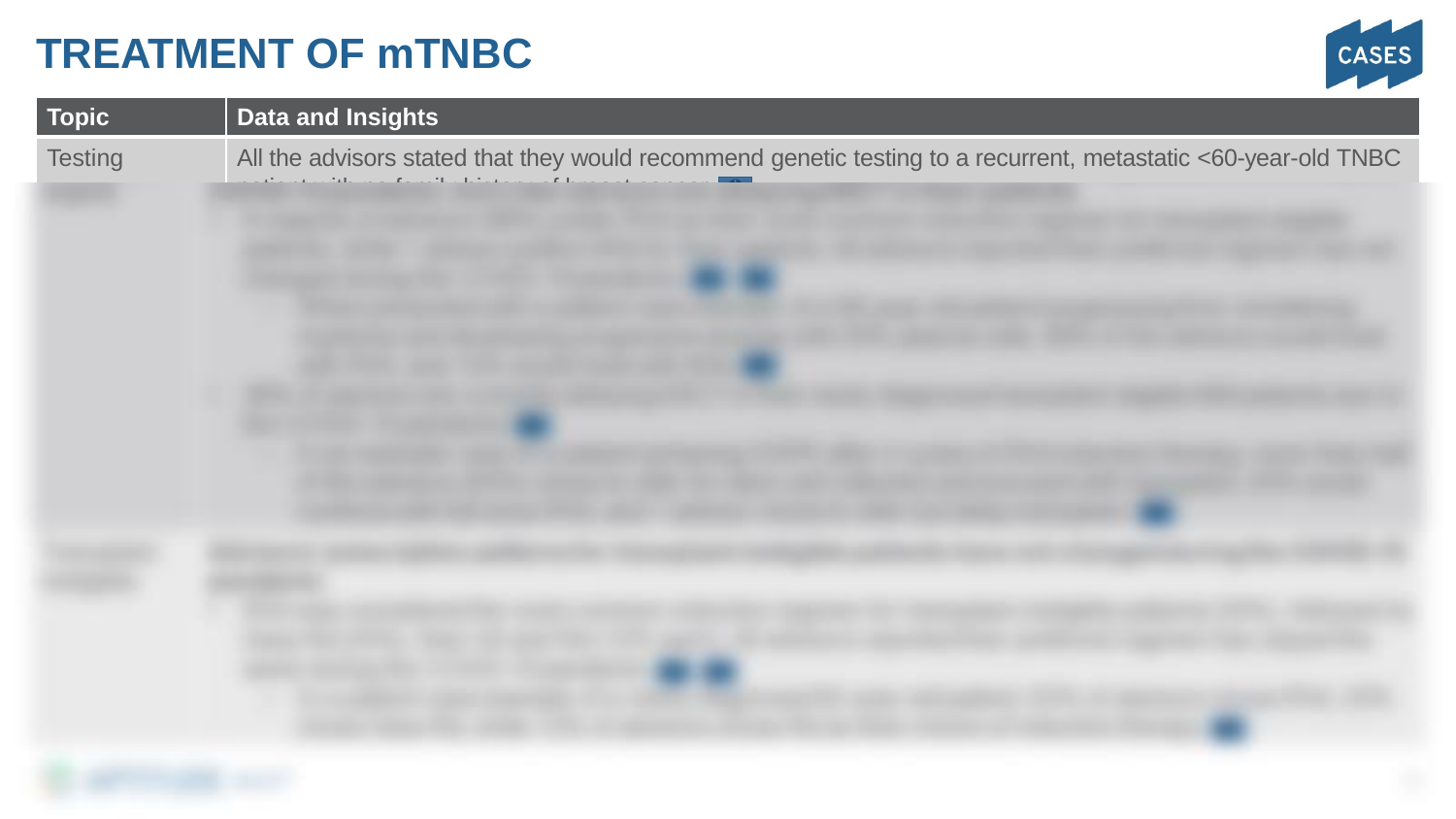# TREATMENT OF mTNBC

| Topic | Data and Insights |
| --- | --- |
| Testing | All the advisors stated that they would recommend genetic testing to a recurrent, metastatic <60-year-old TNBC |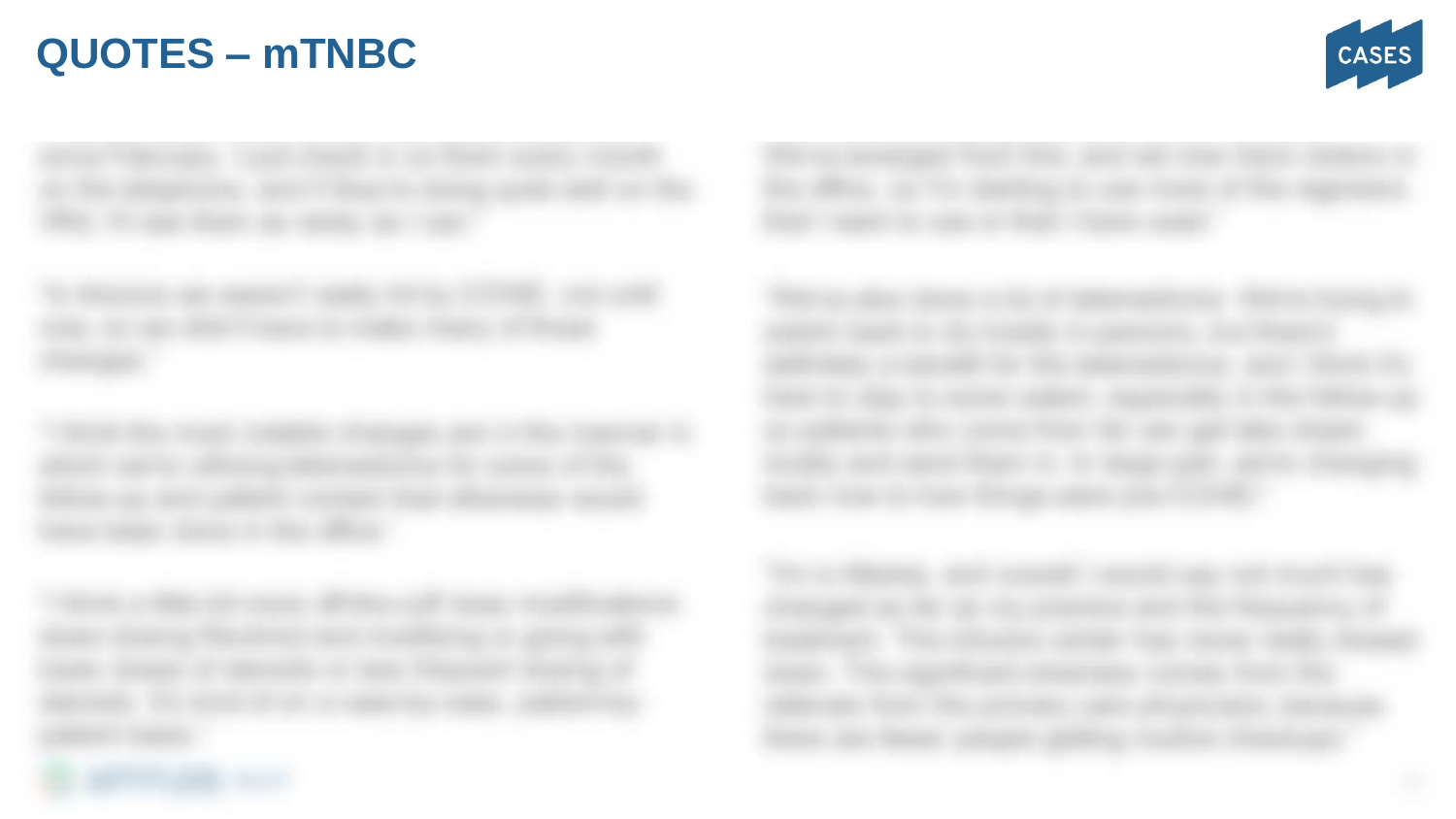# QUOTES – mTNBC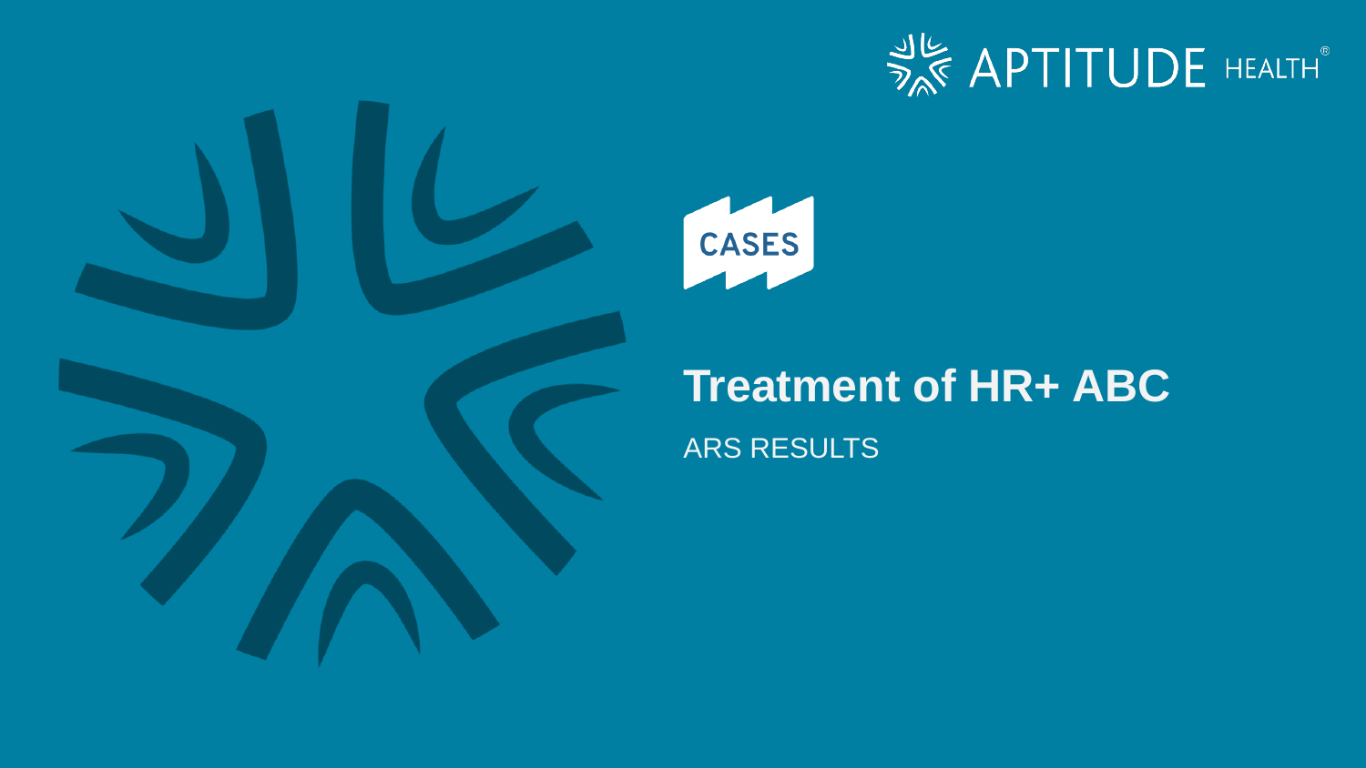CASES

# Treatment of HR+ ABC

ARS RESULTS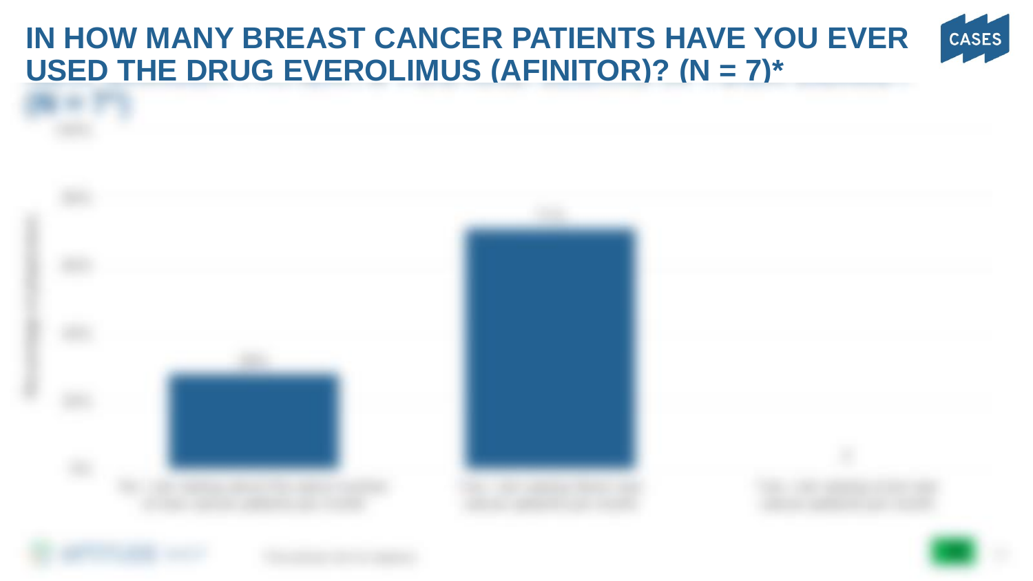# IN HOW MANY BREAST CANCER PATIENTS HAVE YOU EVER USED THE DRUG EVEROLIMUS (AFINITOR)? (N = 7)*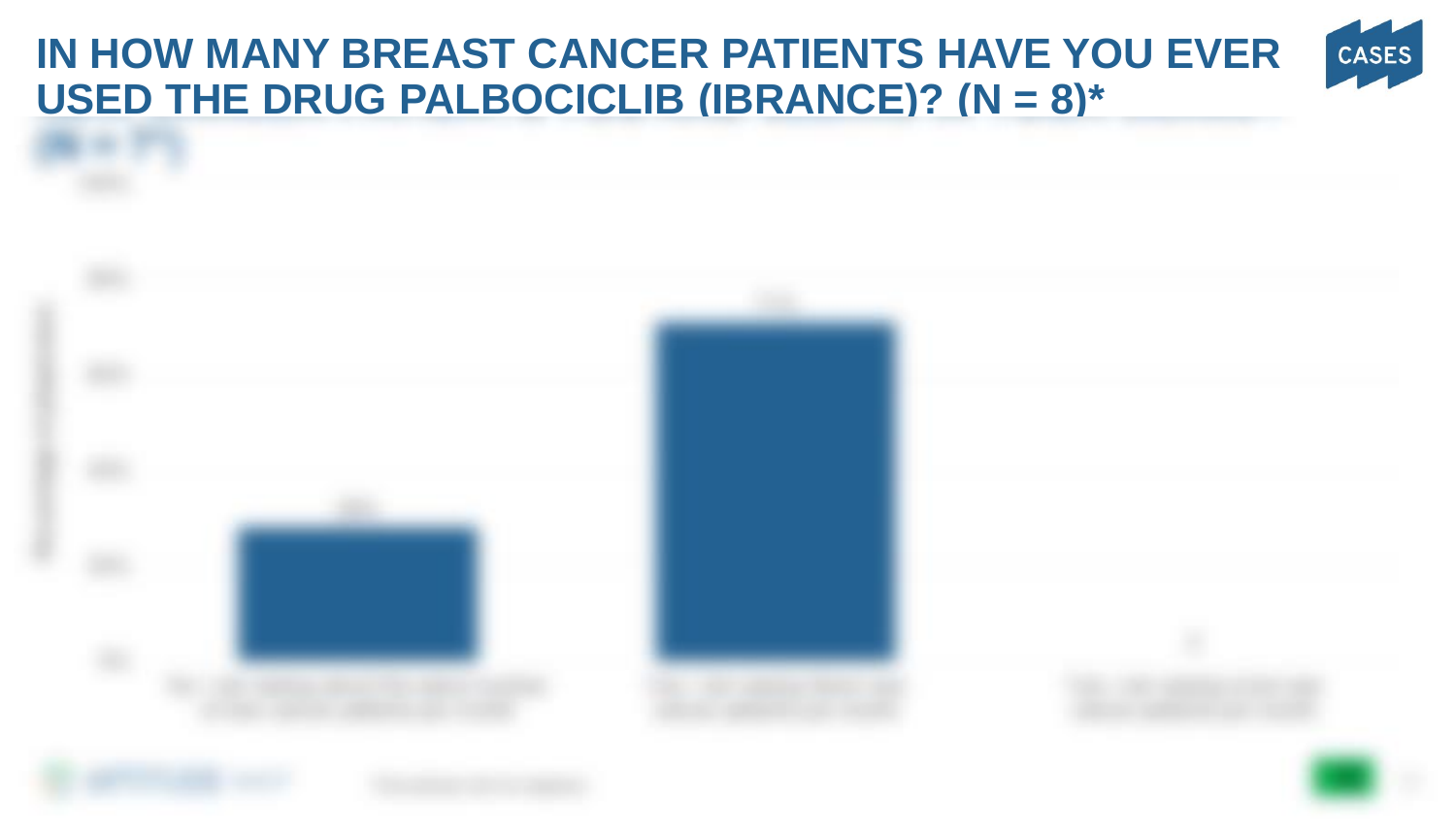# IN HOW MANY BREAST CANCER PATIENTS HAVE YOU EVER USED THE DRUG PALBOCICLIB (IBRANCE)? (N = 8)*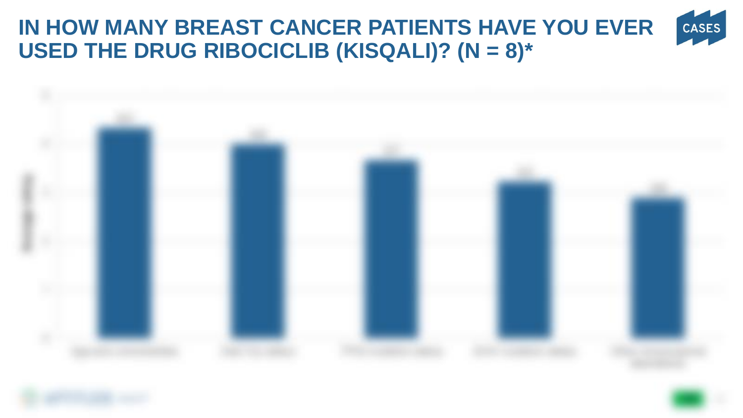# IN HOW MANY BREAST CANCER PATIENTS HAVE YOU EVER USED THE DRUG RIBOCICLIB (KISQALI)? (N = 8)*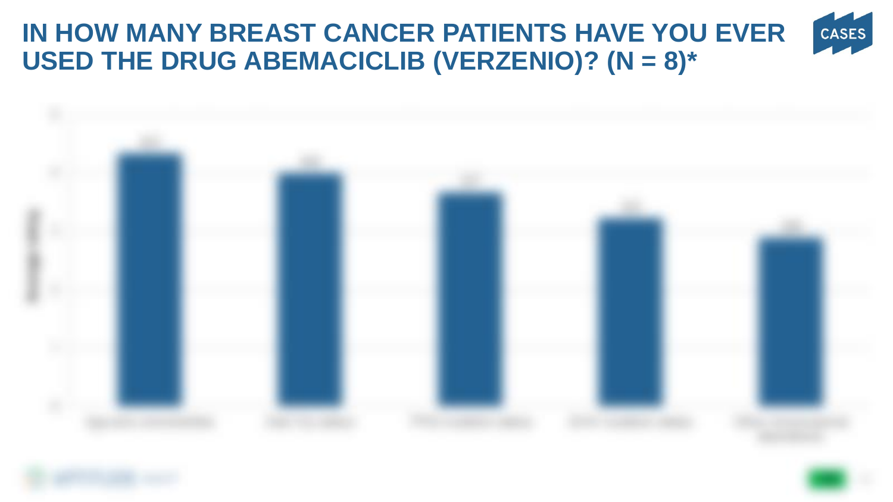# IN HOW MANY BREAST CANCER PATIENTS HAVE YOU EVER USED THE DRUG ABEMACICLIB (VERZENIO)? (N = 8)*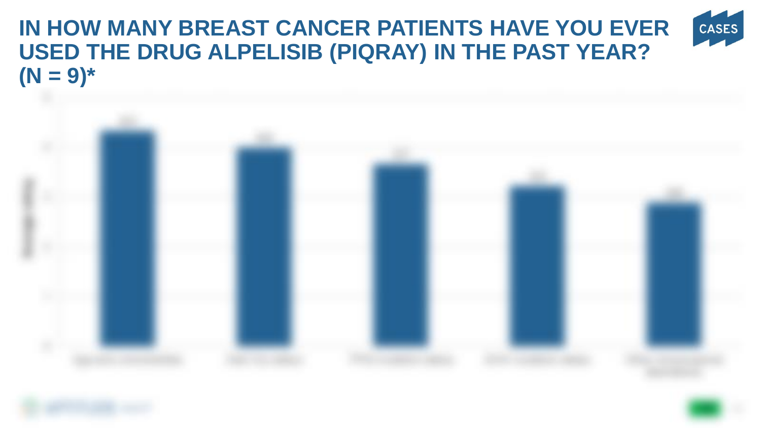# IN HOW MANY BREAST CANCER PATIENTS HAVE YOU EVER USED THE DRUG ALPELISIB (PIQRAY) IN THE PAST YEAR? (N = 9)*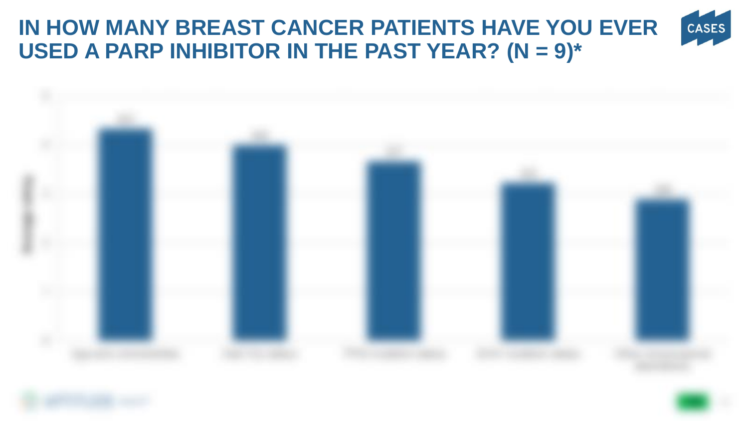# IN HOW MANY BREAST CANCER PATIENTS HAVE YOU EVER USED A PARP INHIBITOR IN THE PAST YEAR? (N = 9)*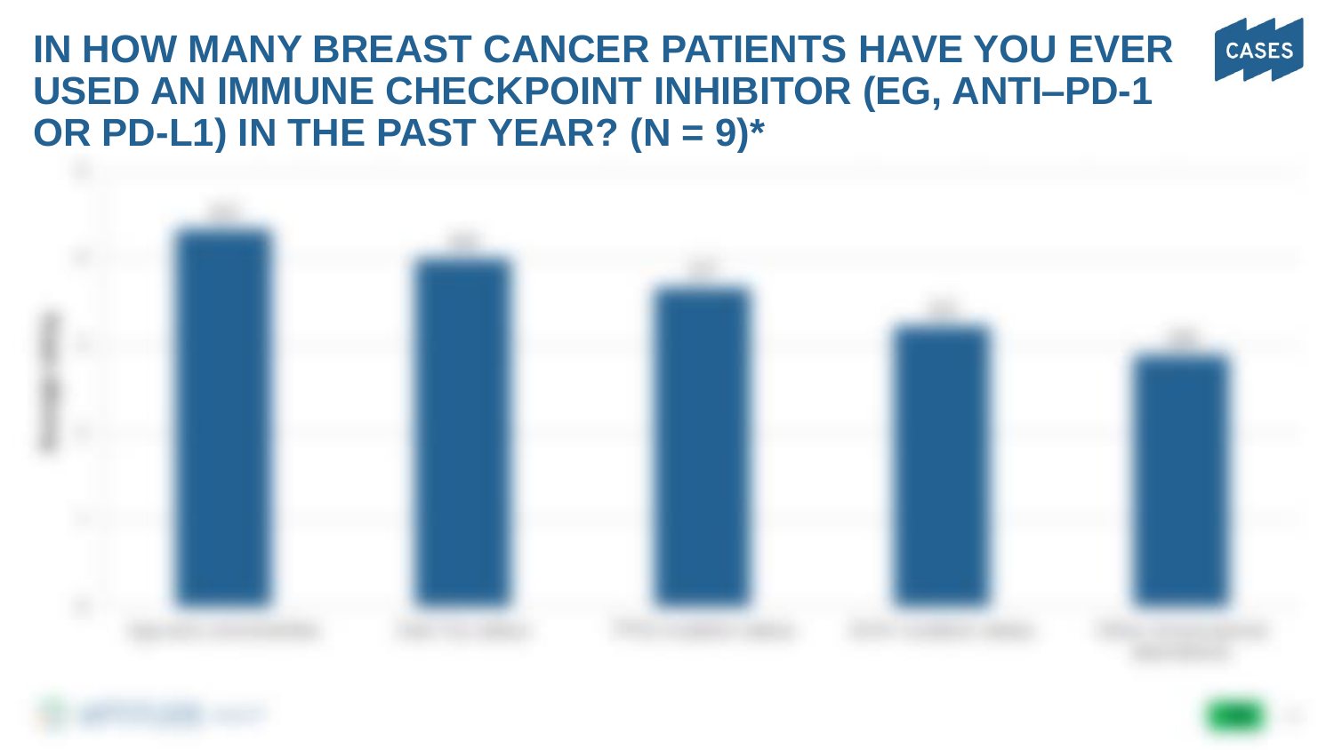# IN HOW MANY BREAST CANCER PATIENTS HAVE YOU EVER USED AN IMMUNE CHECKPOINT INHIBITOR (EG, ANTI–PD-1 OR PD-L1) IN THE PAST YEAR? (N = 9)*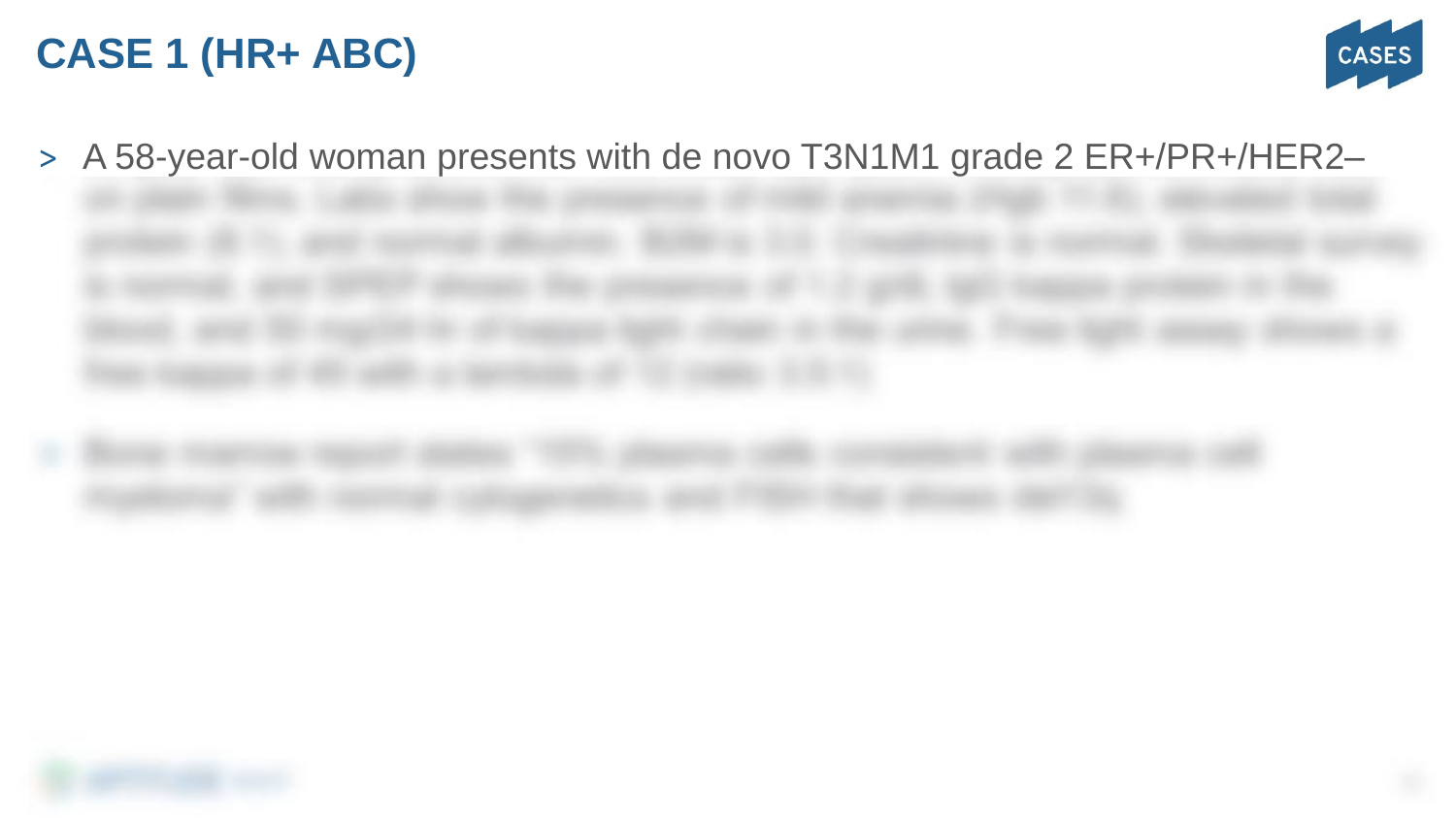# CASE 1 (HR+ ABC)

- A 58-year-old woman presents with de novo T3N1M1 grade 2 ER+/PR+/HER2–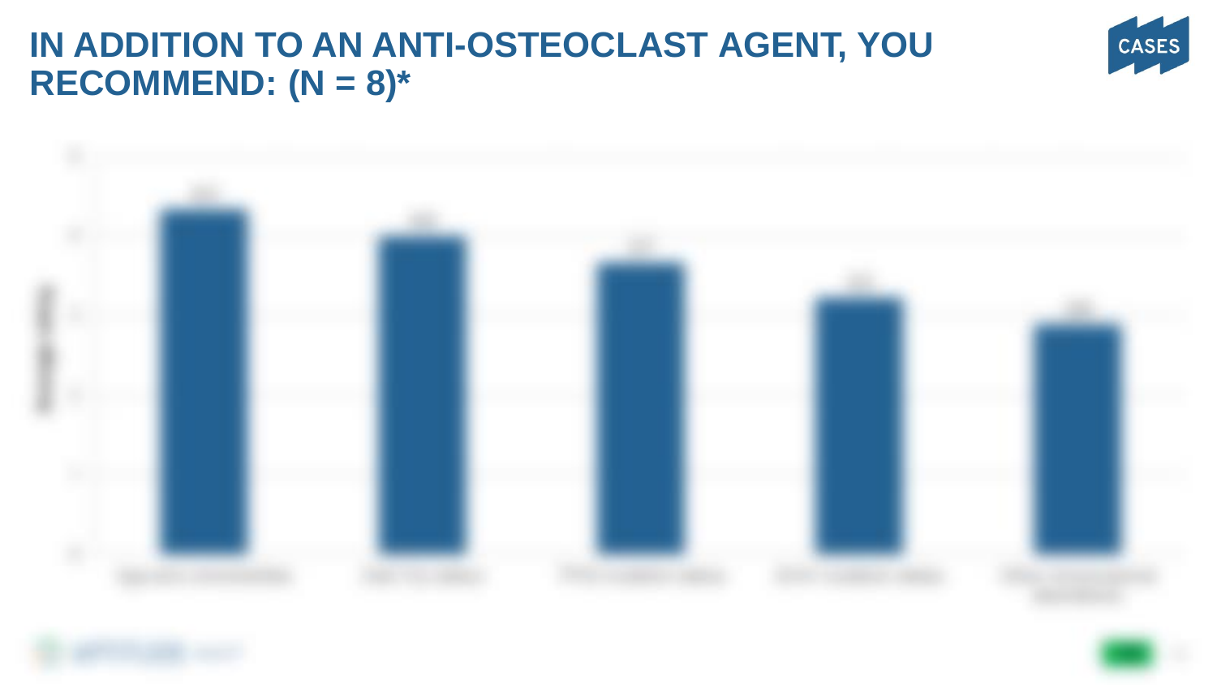# IN ADDITION TO AN ANTI-OSTEOCLAST AGENT, YOU RECOMMEND: (N = 8)*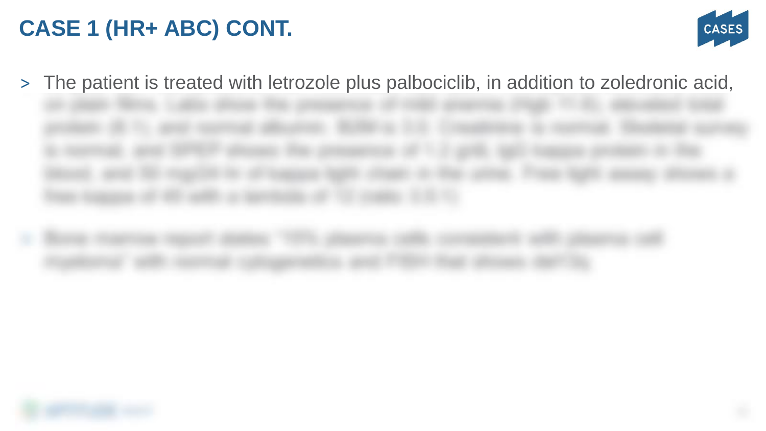# CASE 1 (HR+ ABC) CONT.

- The patient is treated with letrozole plus palbociclib, in addition to zoledronic acid,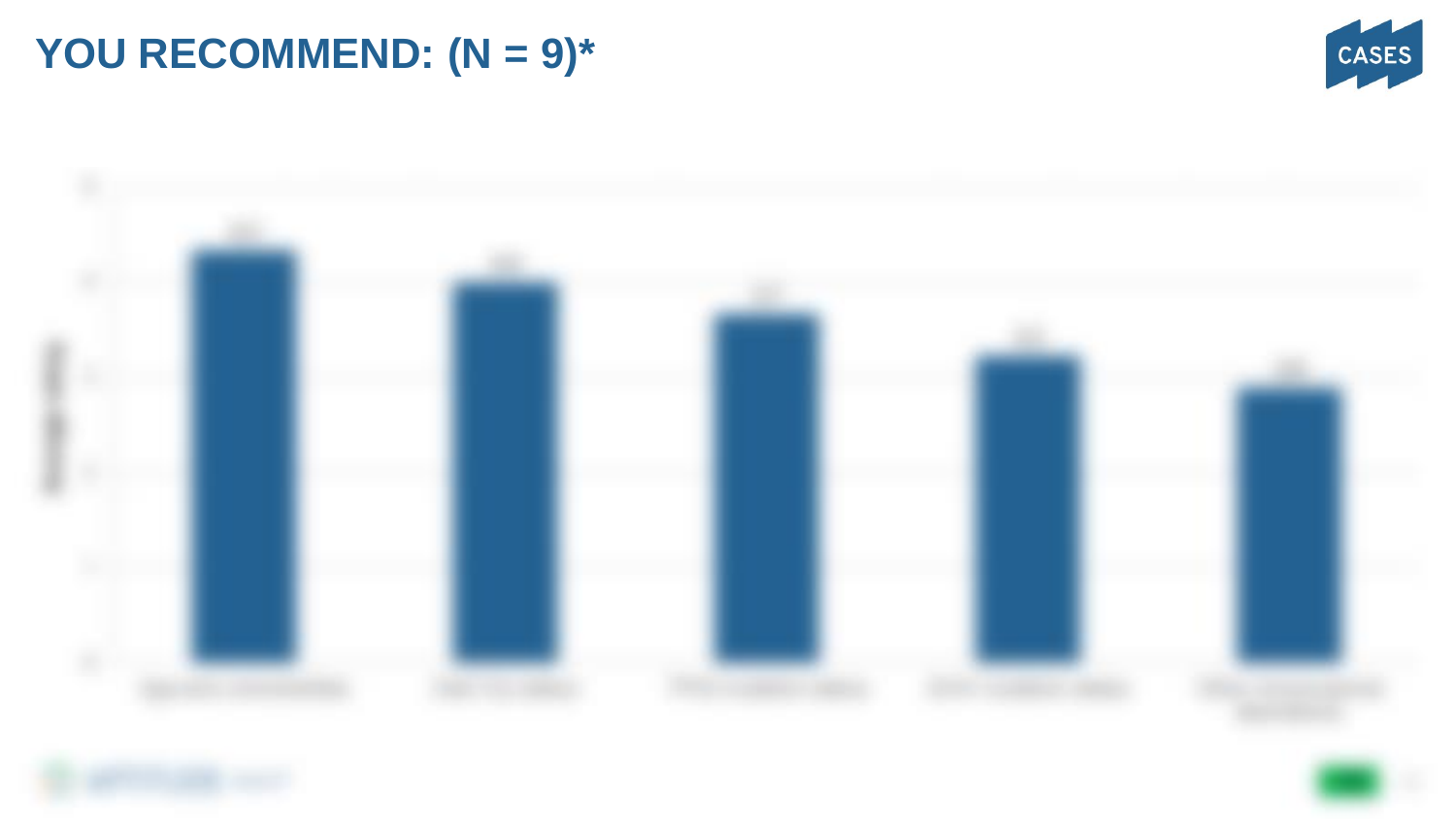# YOU RECOMMEND: (N = 9)*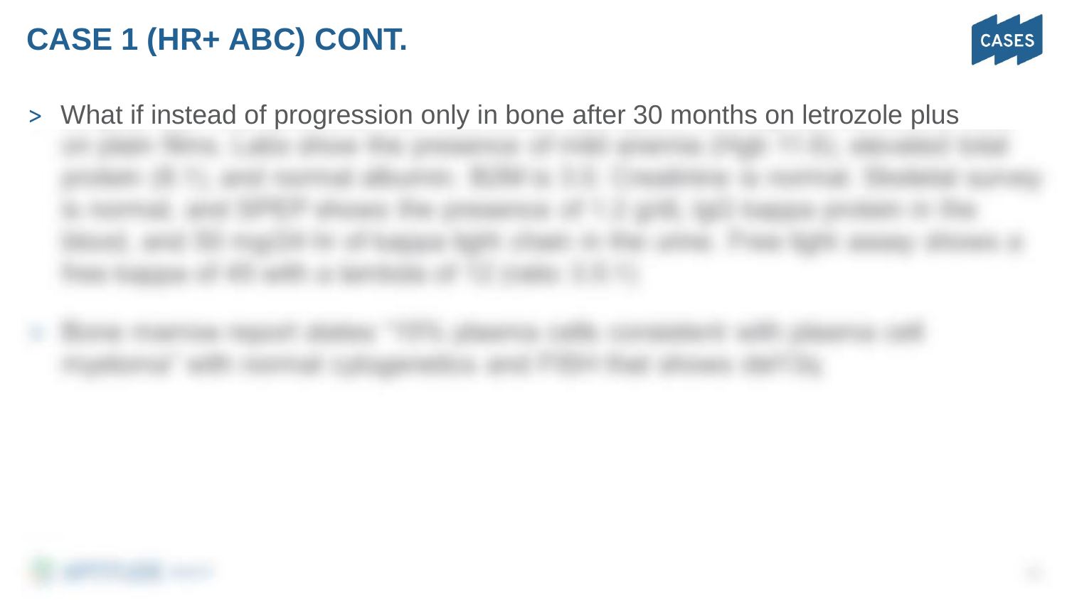# CASE 1 (HR+ ABC) CONT.

- What if instead of progression only in bone after 30 months on letrozole plus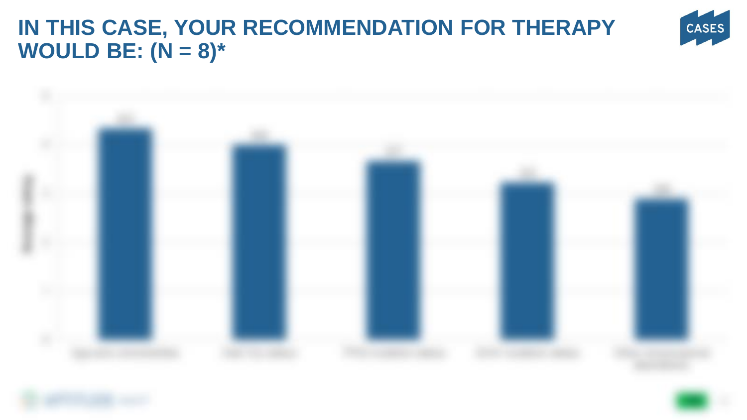# IN THIS CASE, YOUR RECOMMENDATION FOR THERAPY WOULD BE: (N = 8)*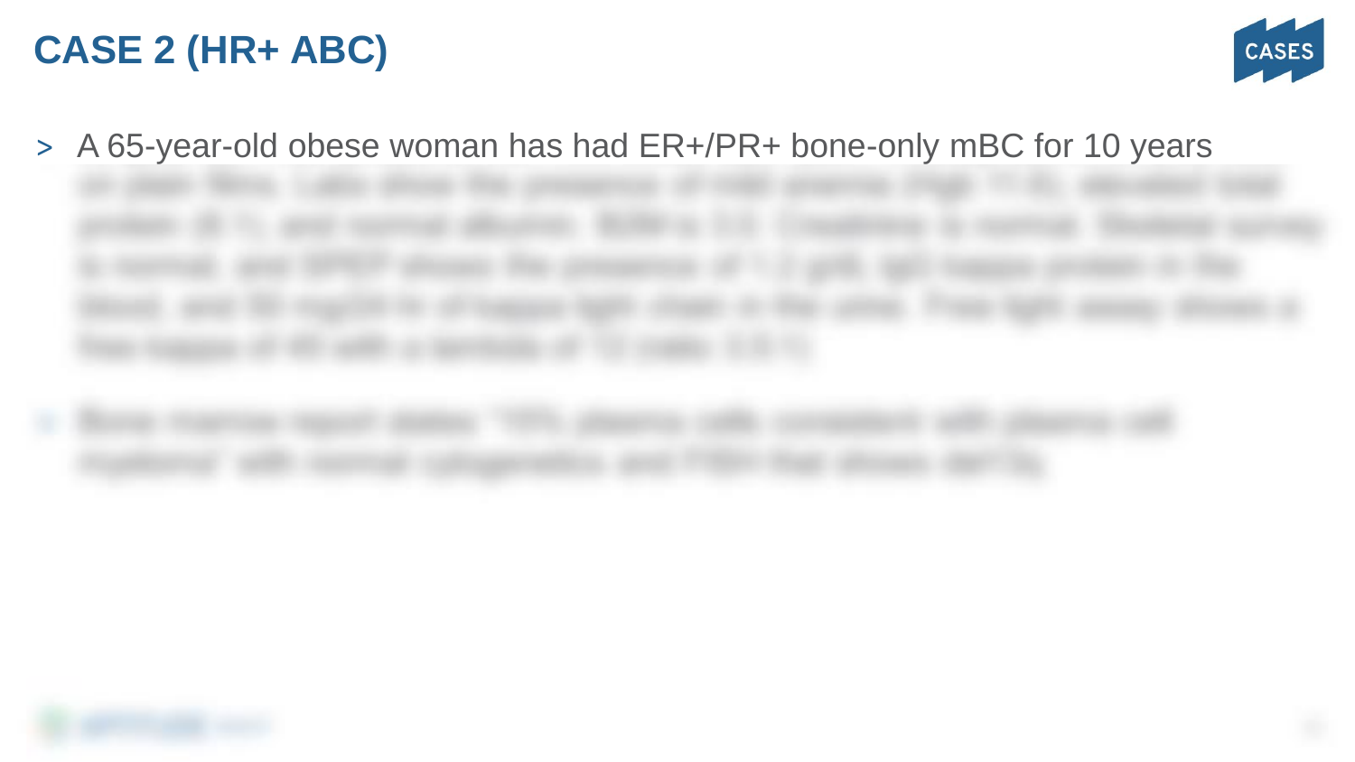# CASE 2 (HR+ ABC)

- A 65-year-old obese woman has had ER+/PR+ bone-only mBC for 10 years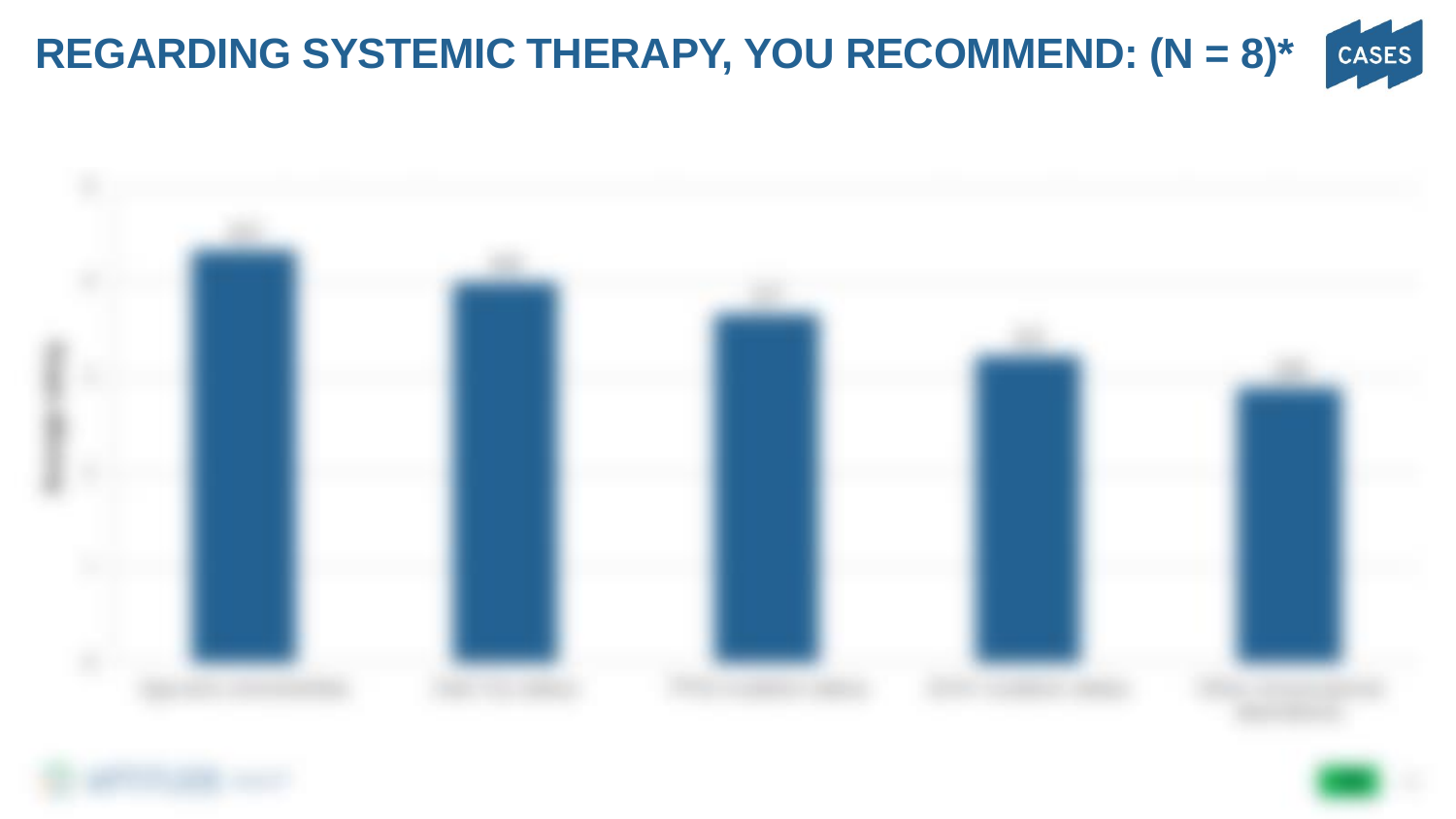# REGARDING SYSTEMIC THERAPY, YOU RECOMMEND: (N = 8)*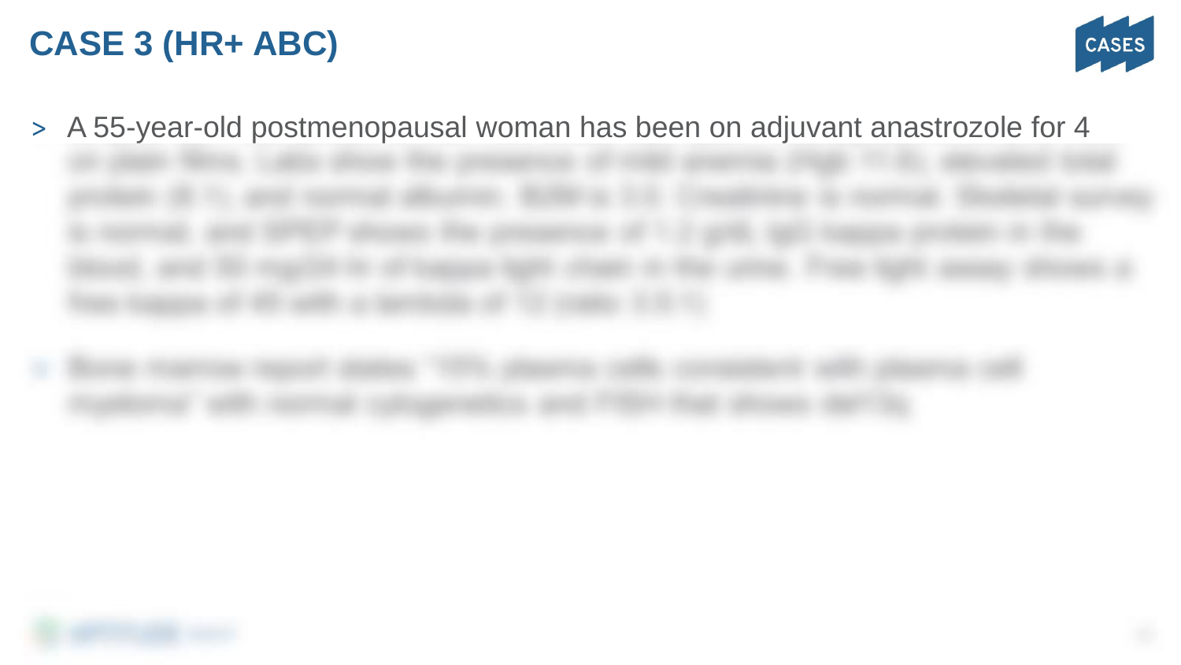# CASE 3 (HR+ ABC)

- A 55-year-old postmenopausal woman has been on adjuvant anastrozole for 4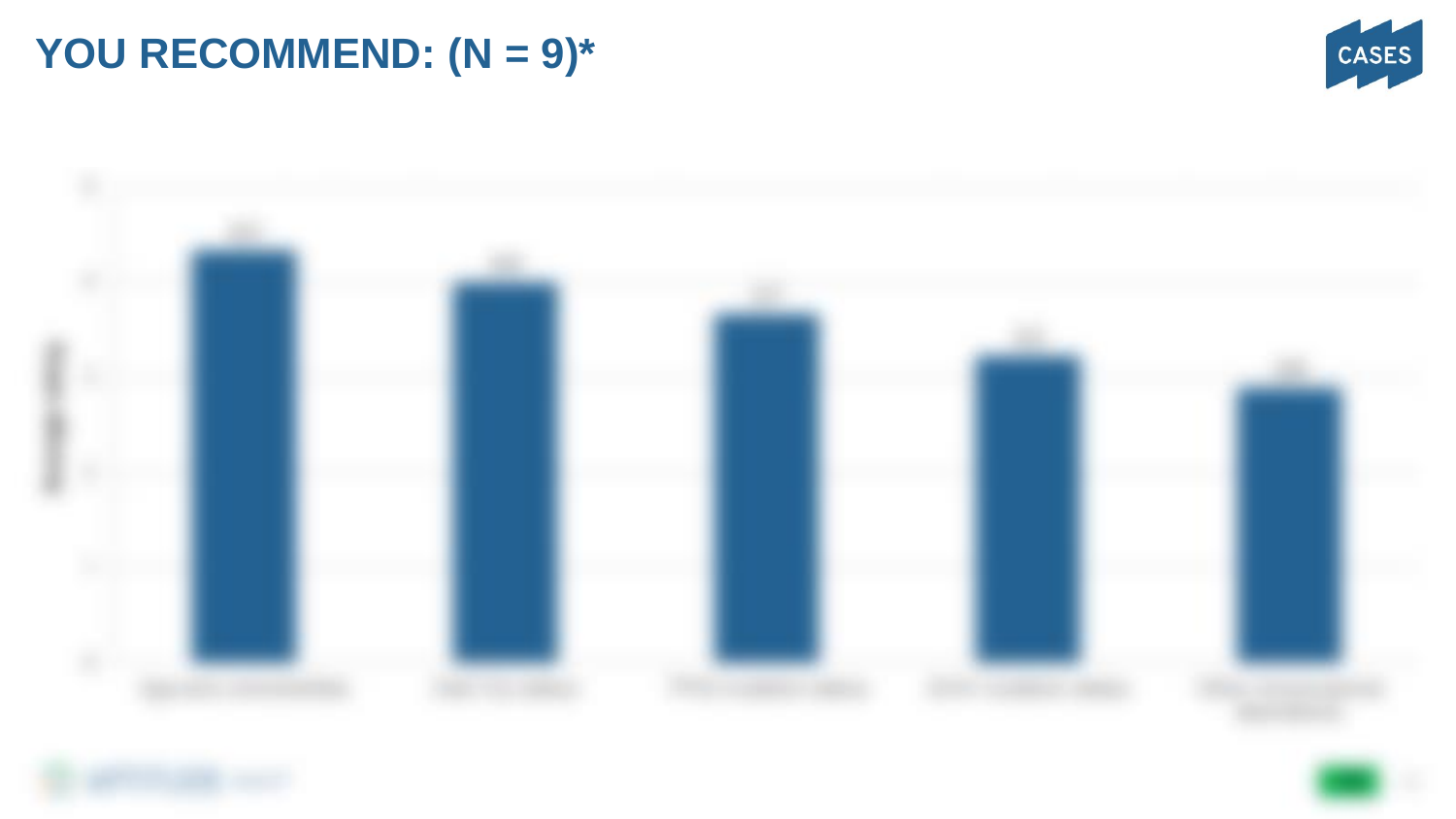# YOU RECOMMEND: (N = 9)*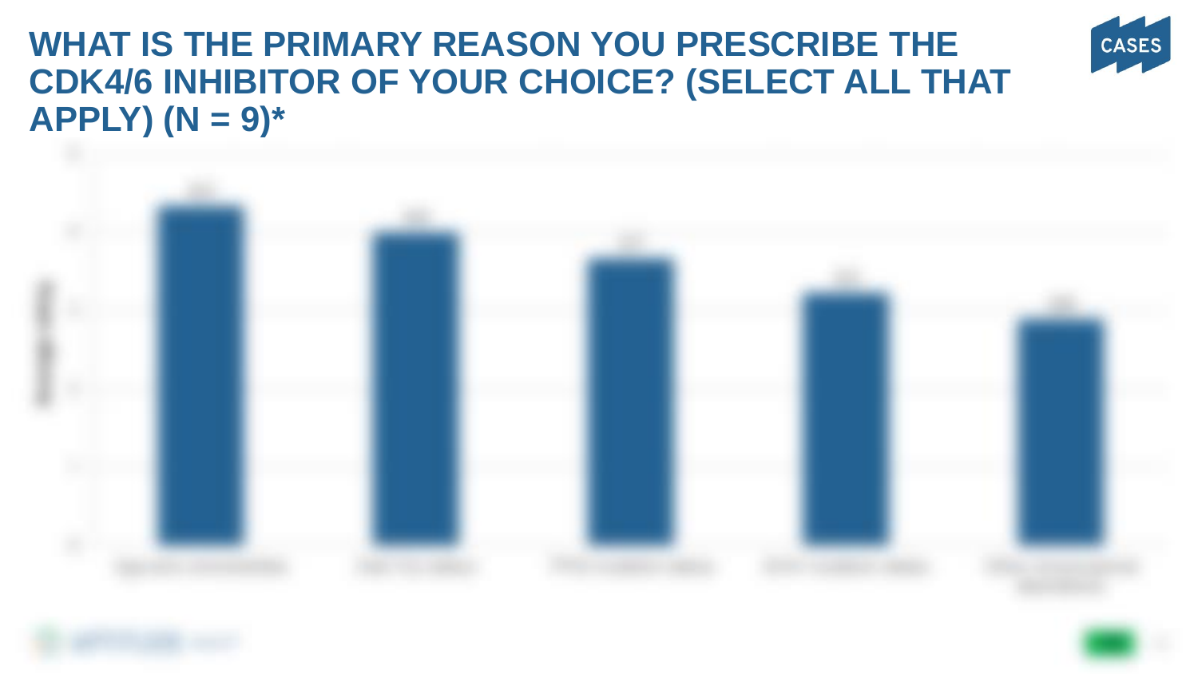# WHAT IS THE PRIMARY REASON YOU PRESCRIBE THE CDK4/6 INHIBITOR OF YOUR CHOICE? (SELECT ALL THAT APPLY) (N = 9)*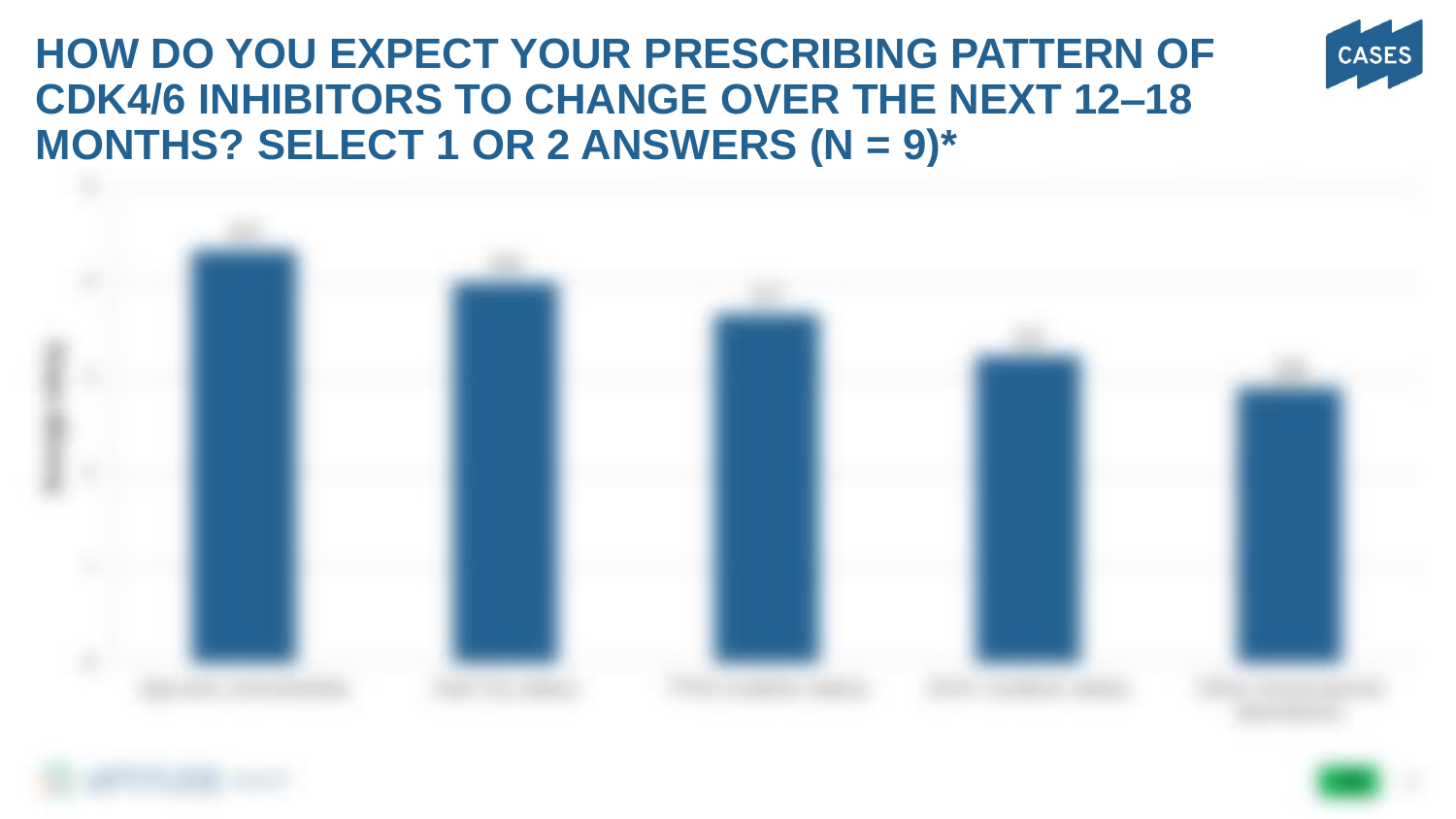# HOW DO YOU EXPECT YOUR PRESCRIBING PATTERN OF CDK4/6 INHIBITORS TO CHANGE OVER THE NEXT 12–18 MONTHS? SELECT 1 OR 2 ANSWERS (N = 9)*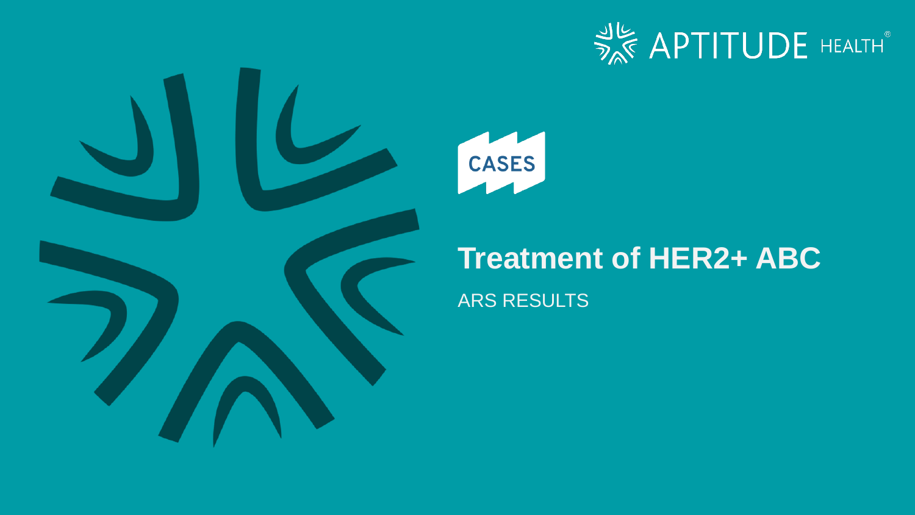CASES

# Treatment of HER2+ ABC

ARS RESULTS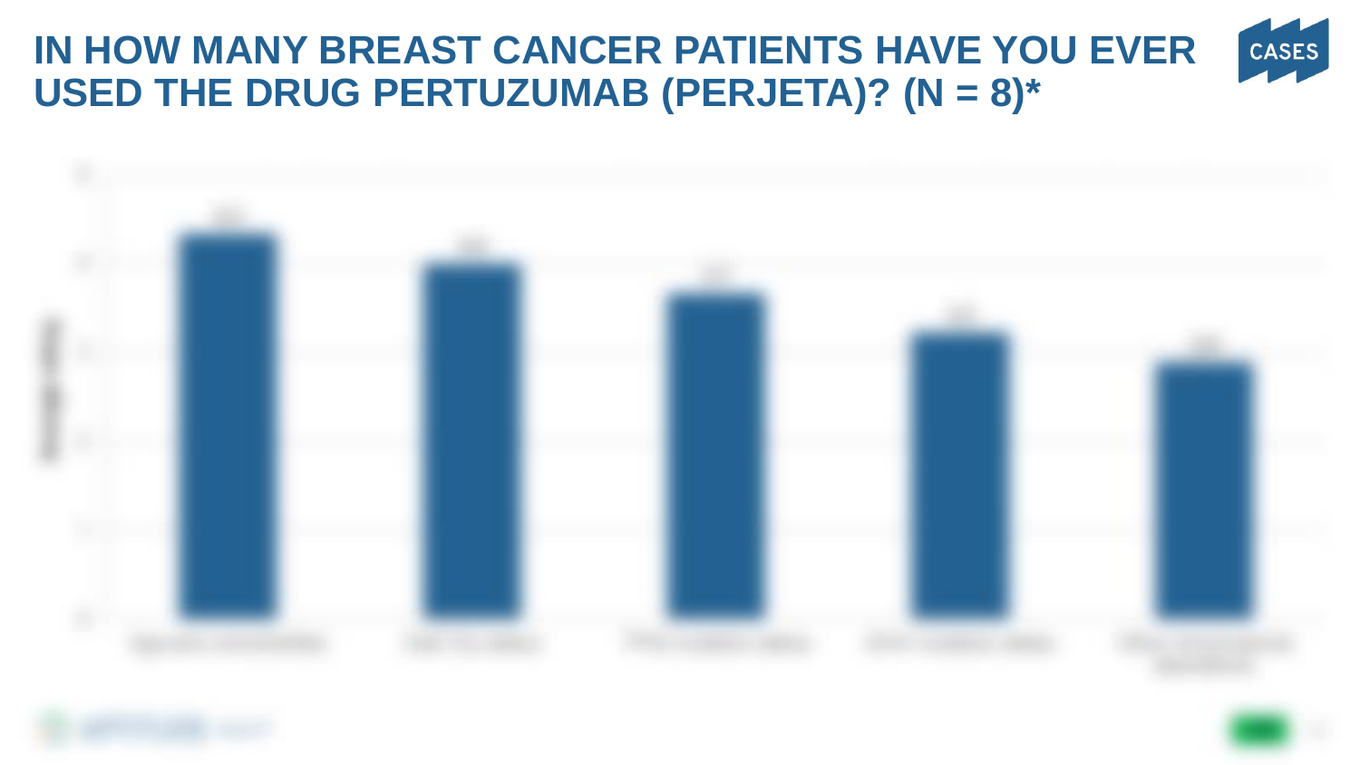# IN HOW MANY BREAST CANCER PATIENTS HAVE YOU EVER USED THE DRUG PERTUZUMAB (PERJETA)? (N = 8)*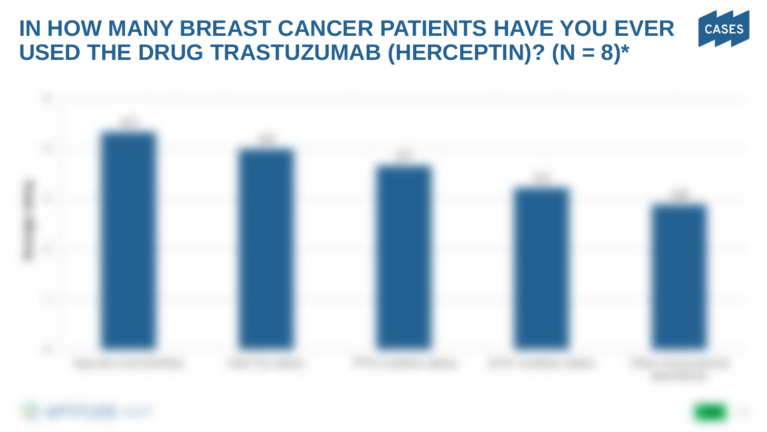# IN HOW MANY BREAST CANCER PATIENTS HAVE YOU EVER USED THE DRUG TRASTUZUMAB (HERCEPTIN)? (N = 8)*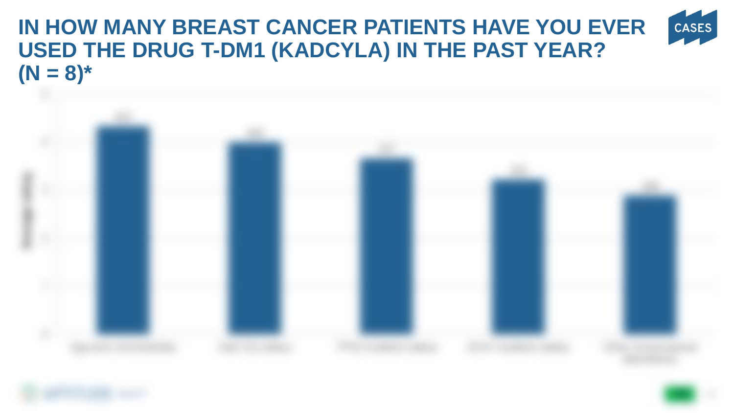# IN HOW MANY BREAST CANCER PATIENTS HAVE YOU EVER USED THE DRUG T-DM1 (KADCYLA) IN THE PAST YEAR? (N = 8)*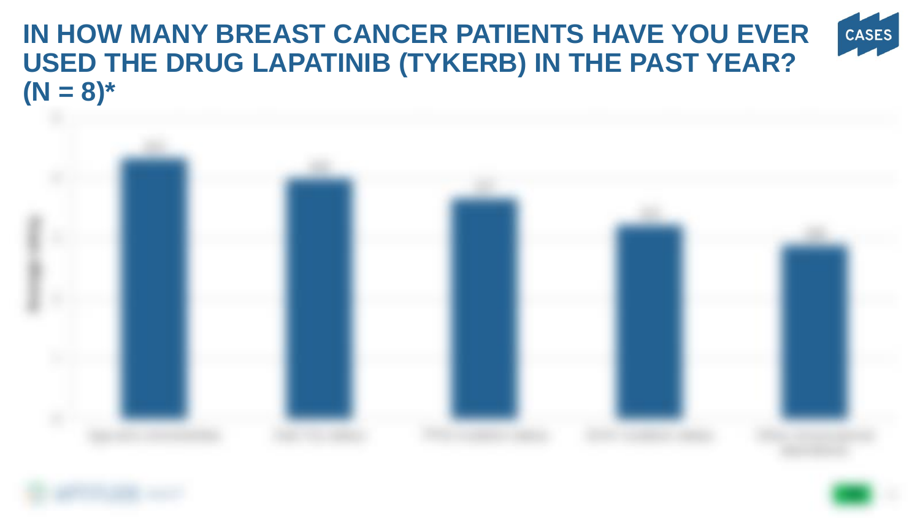# IN HOW MANY BREAST CANCER PATIENTS HAVE YOU EVER USED THE DRUG LAPATINIB (TYKERB) IN THE PAST YEAR? (N = 8)*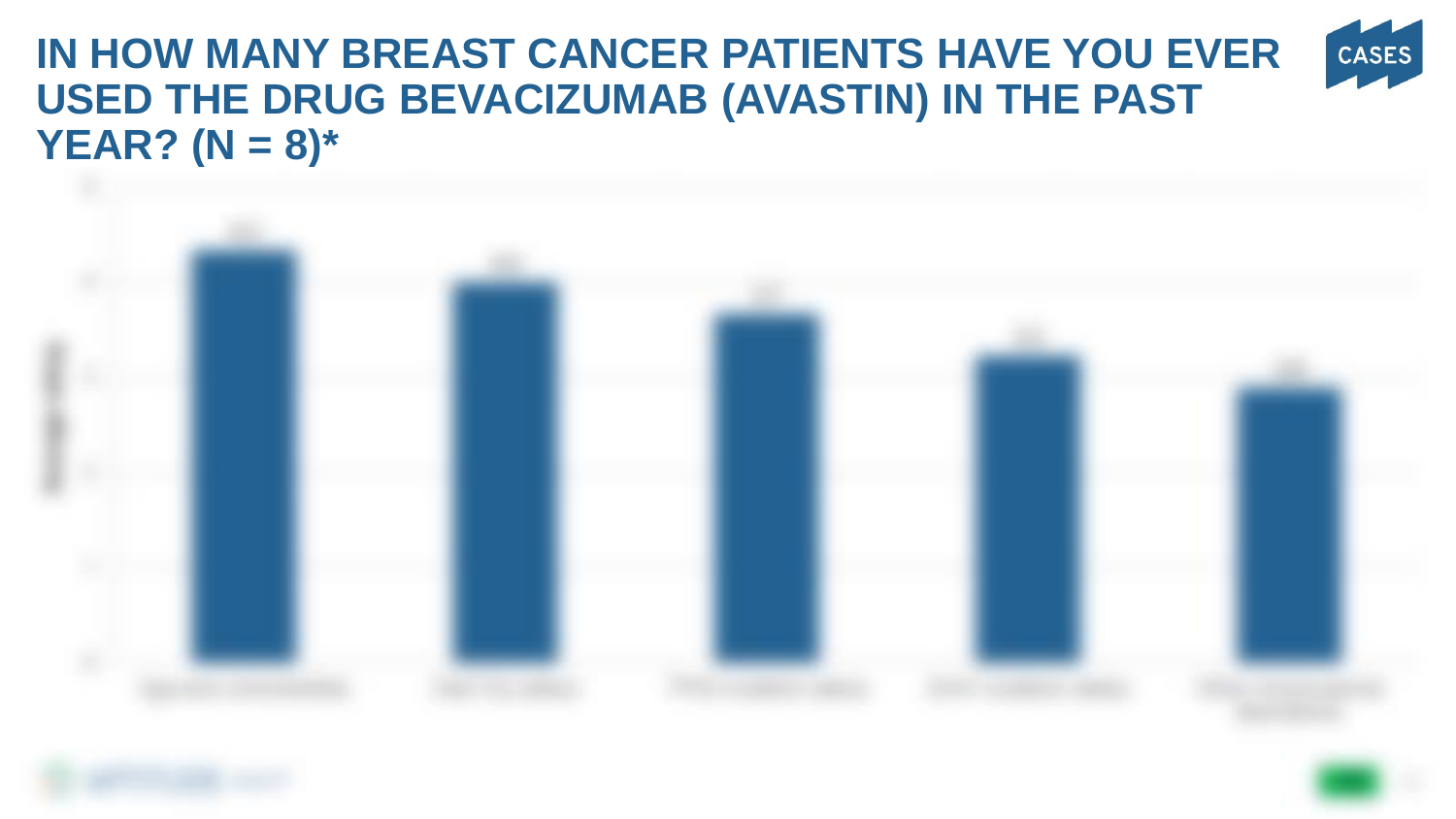# IN HOW MANY BREAST CANCER PATIENTS HAVE YOU EVER USED THE DRUG BEVACIZUMAB (AVASTIN) IN THE PAST YEAR? (N = 8)*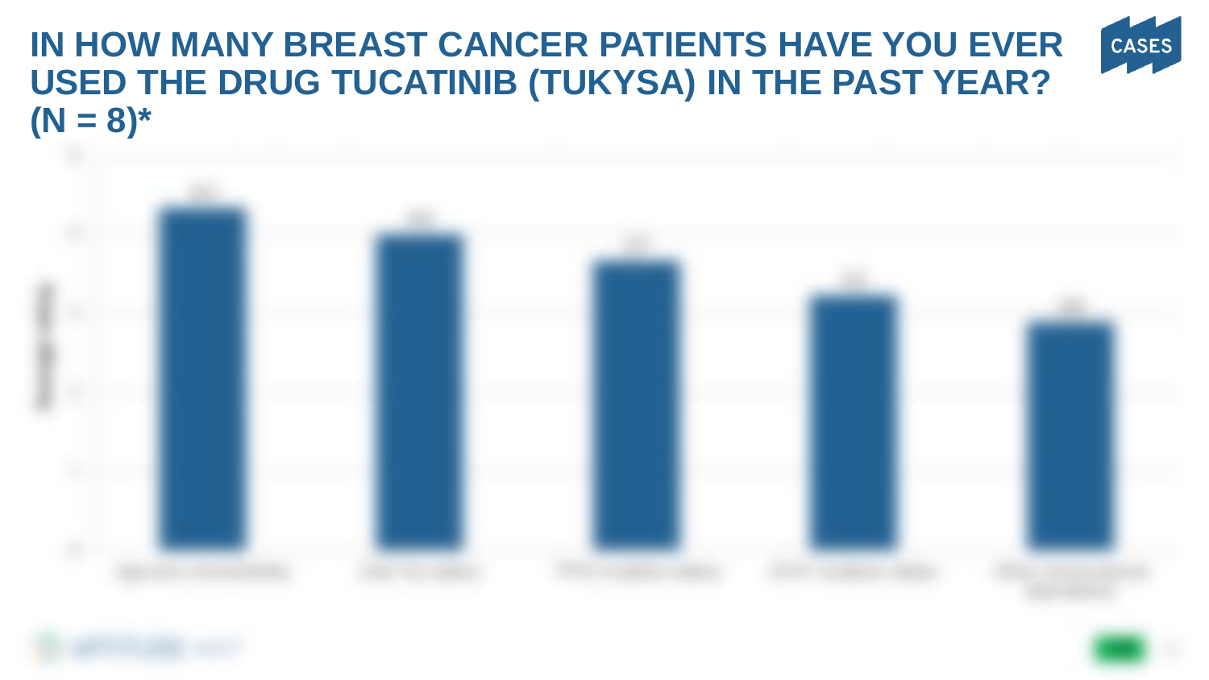# IN HOW MANY BREAST CANCER PATIENTS HAVE YOU EVER USED THE DRUG TUCATINIB (TUKYSA) IN THE PAST YEAR? (N = 8)*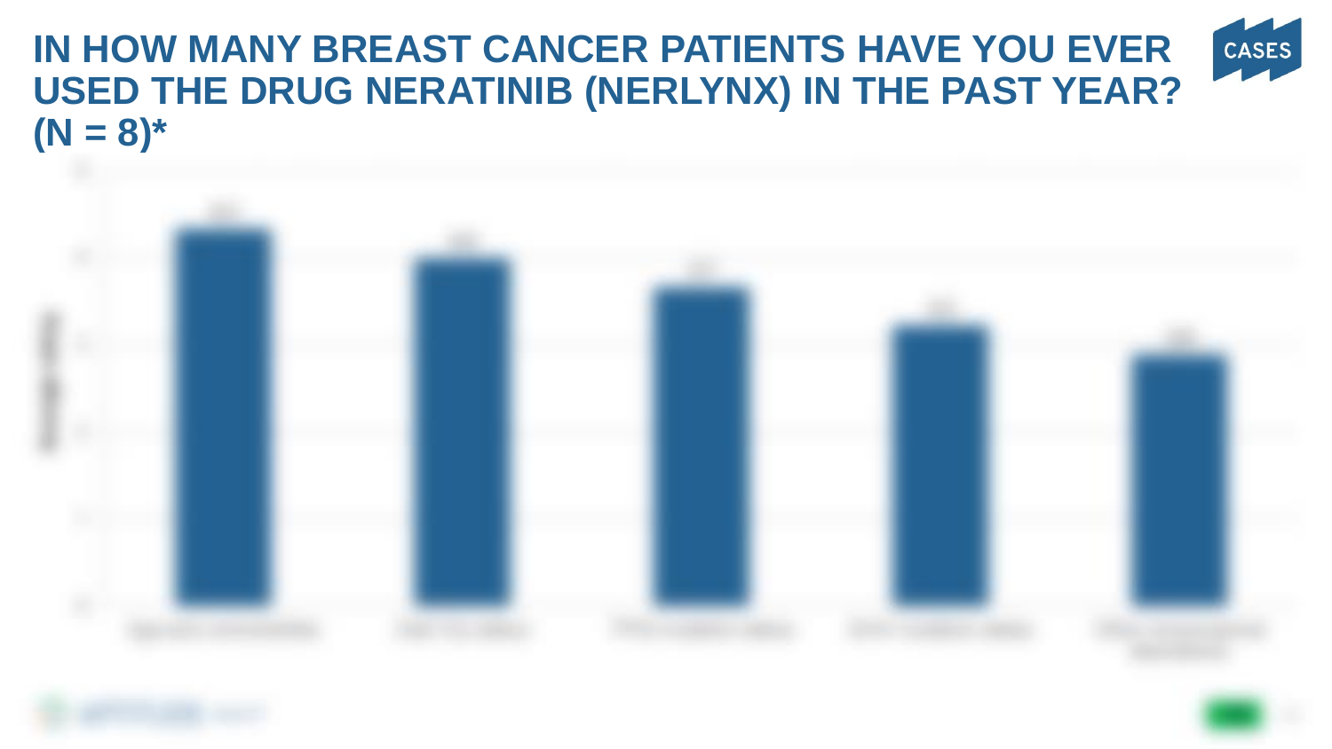# IN HOW MANY BREAST CANCER PATIENTS HAVE YOU EVER USED THE DRUG NERATINIB (NERLYNX) IN THE PAST YEAR? (N = 8)*

CASES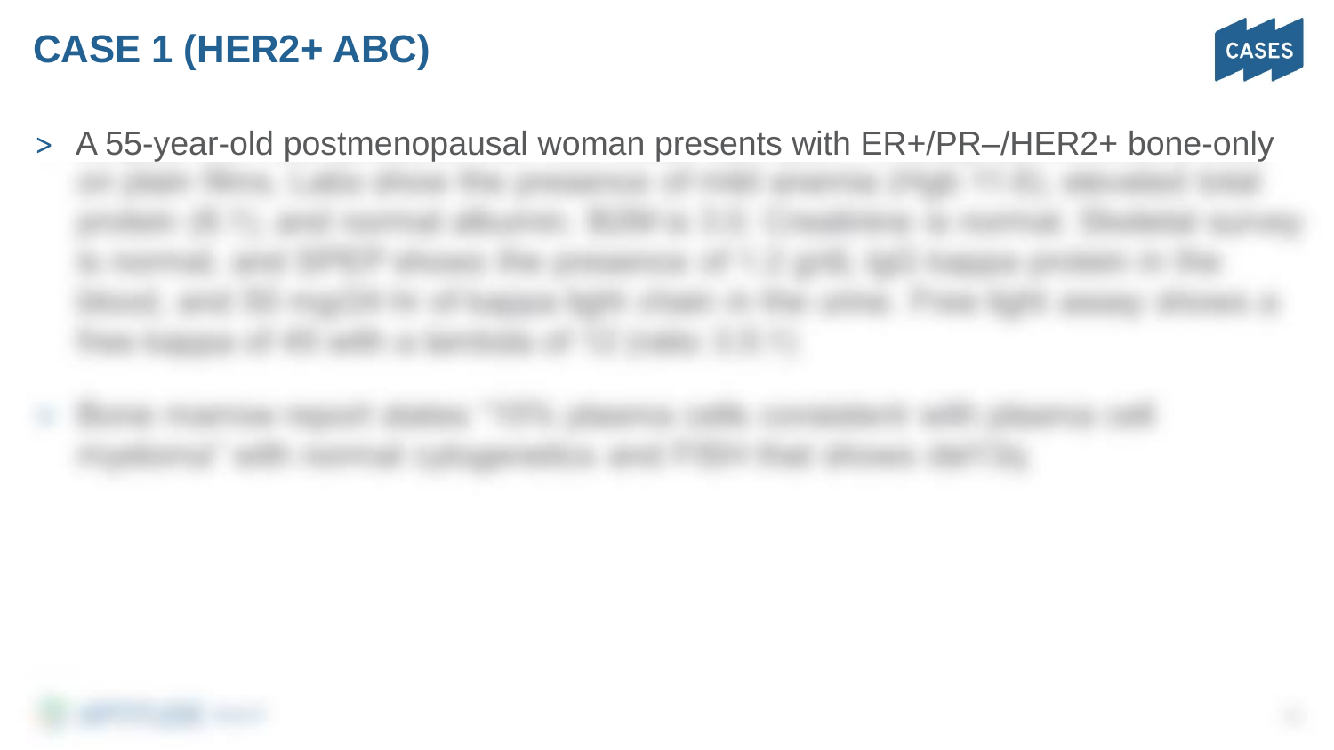# CASE 1 (HER2+ ABC)

- A 55-year-old postmenopausal woman presents with ER+/PR–/HER2+ bone-only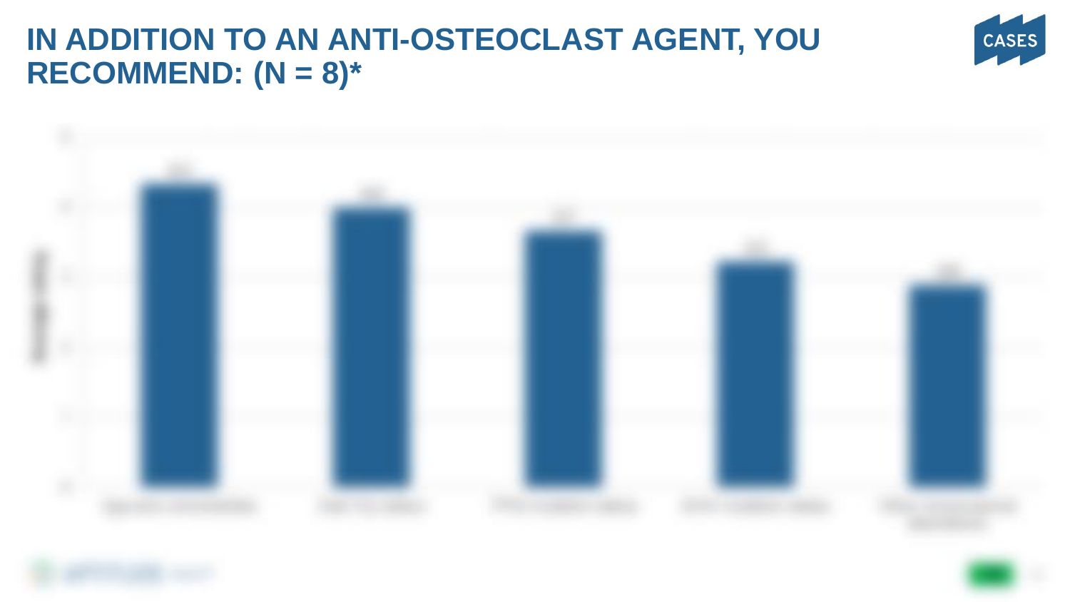# IN ADDITION TO AN ANTI-OSTEOCLAST AGENT, YOU RECOMMEND: (N = 8)*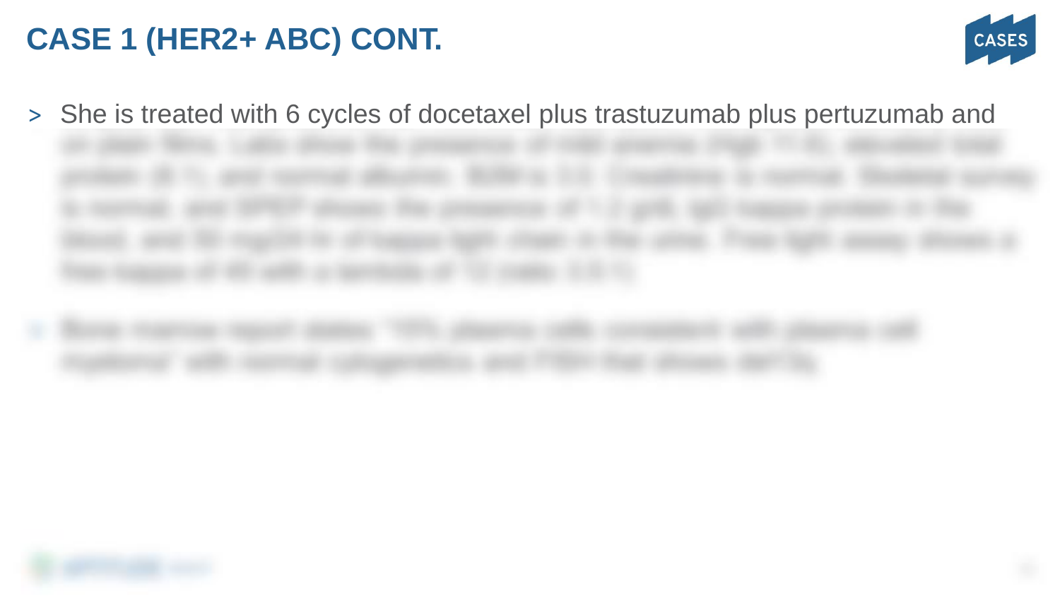# CASE 1 (HER2+ ABC) CONT.

- She is treated with 6 cycles of docetaxel plus trastuzumab plus pertuzumab and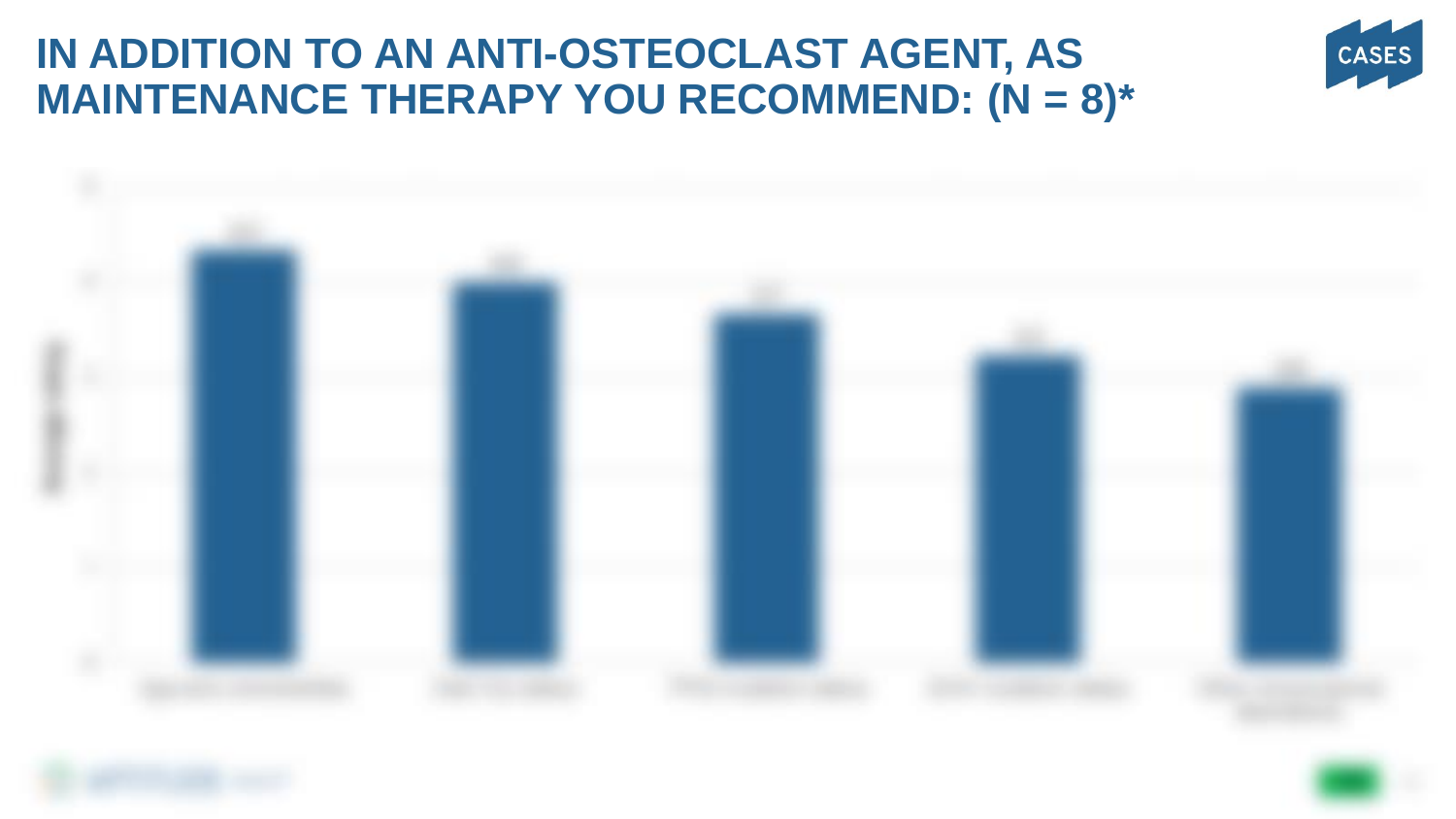# IN ADDITION TO AN ANTI-OSTEOCLAST AGENT, AS MAINTENANCE THERAPY YOU RECOMMEND: (N = 8)*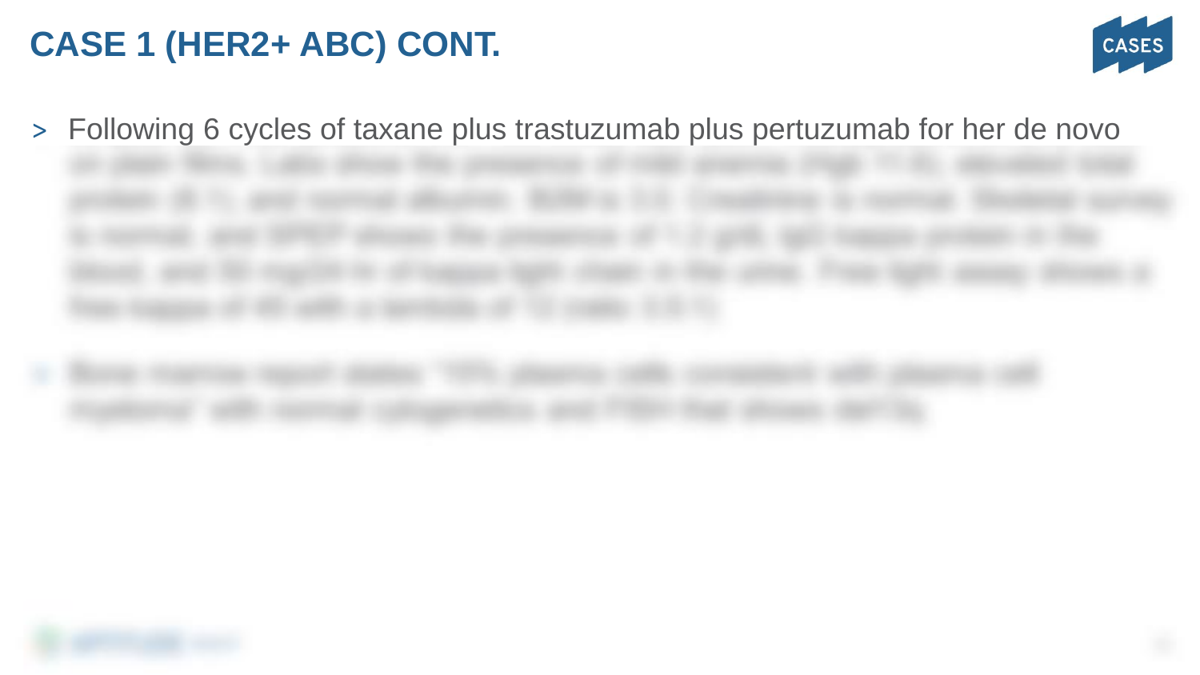# CASE 1 (HER2+ ABC) CONT.

- Following 6 cycles of taxane plus trastuzumab plus pertuzumab for her de novo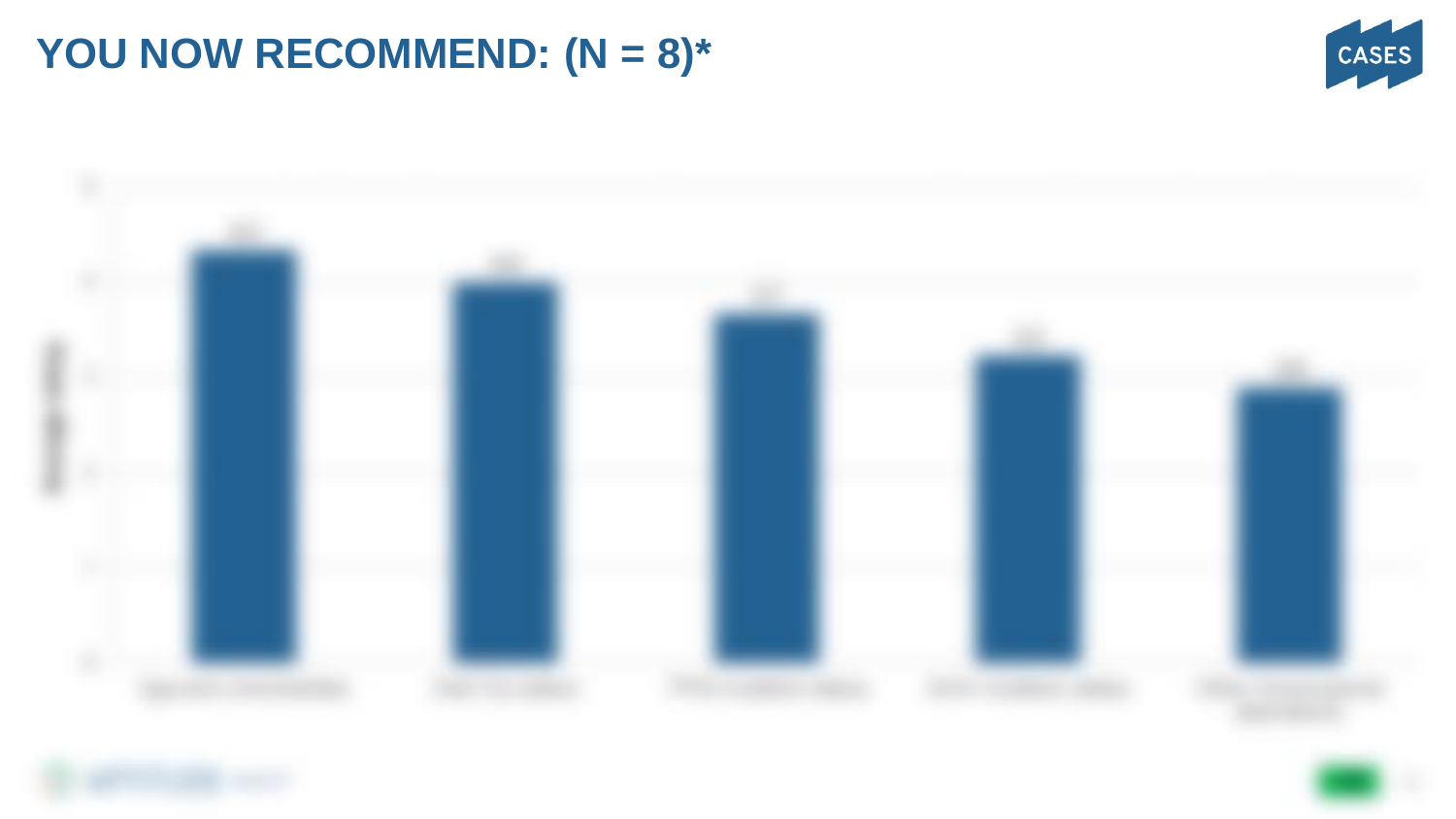# YOU NOW RECOMMEND: (N = 8)*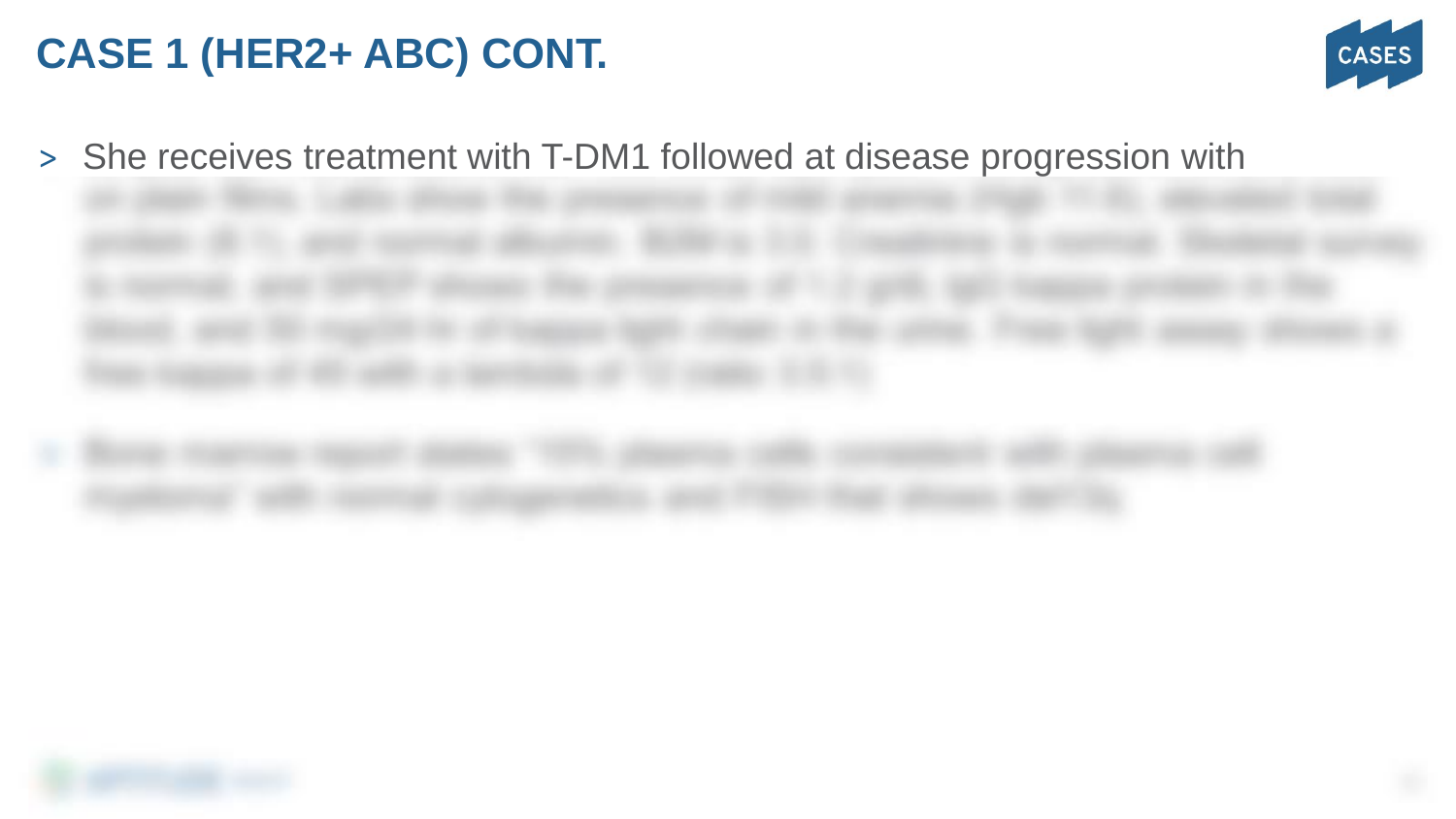# CASE 1 (HER2+ ABC) CONT.

- She receives treatment with T-DM1 followed at disease progression with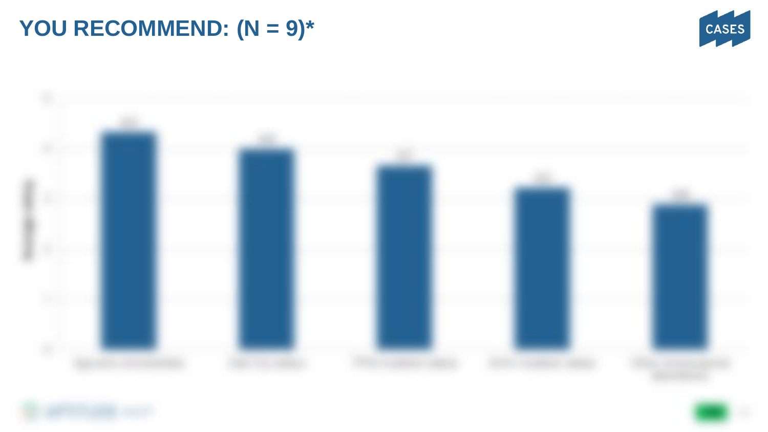# YOU RECOMMEND: (N = 9)*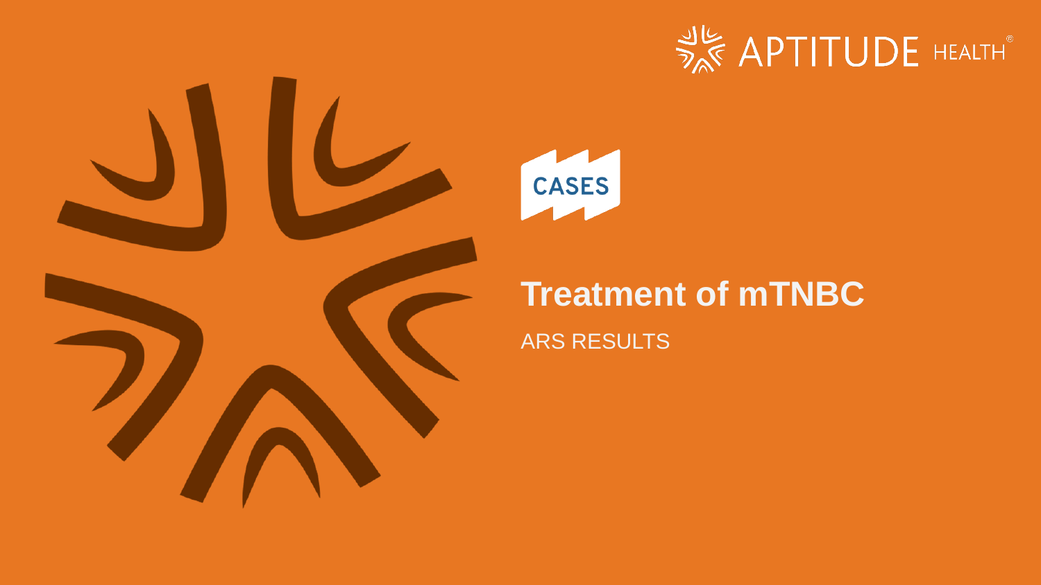CASES

# Treatment of mTNBC

ARS RESULTS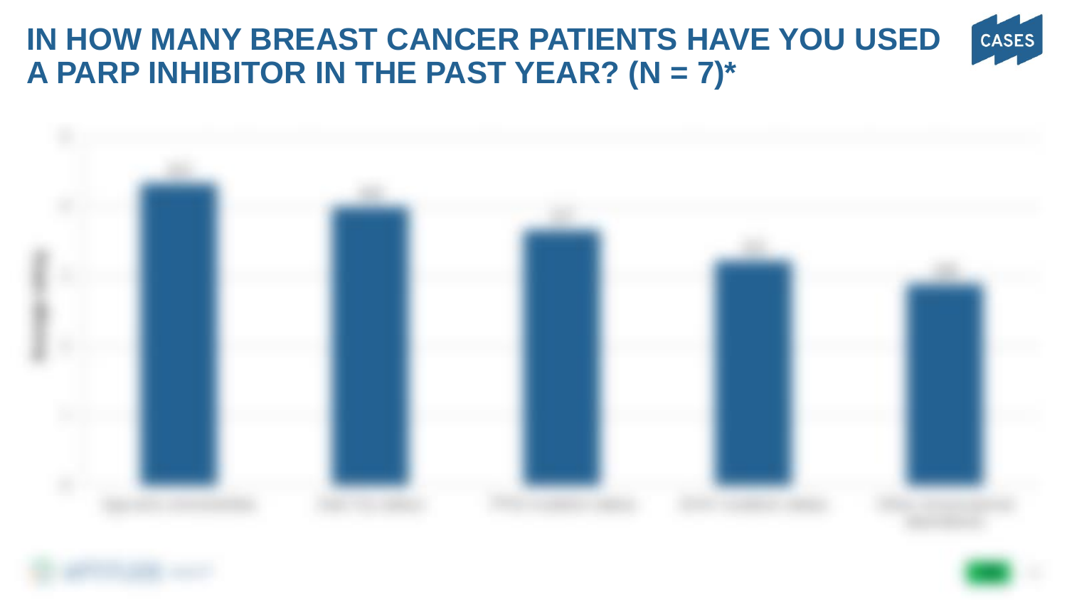# IN HOW MANY BREAST CANCER PATIENTS HAVE YOU USED A PARP INHIBITOR IN THE PAST YEAR? (N = 7)*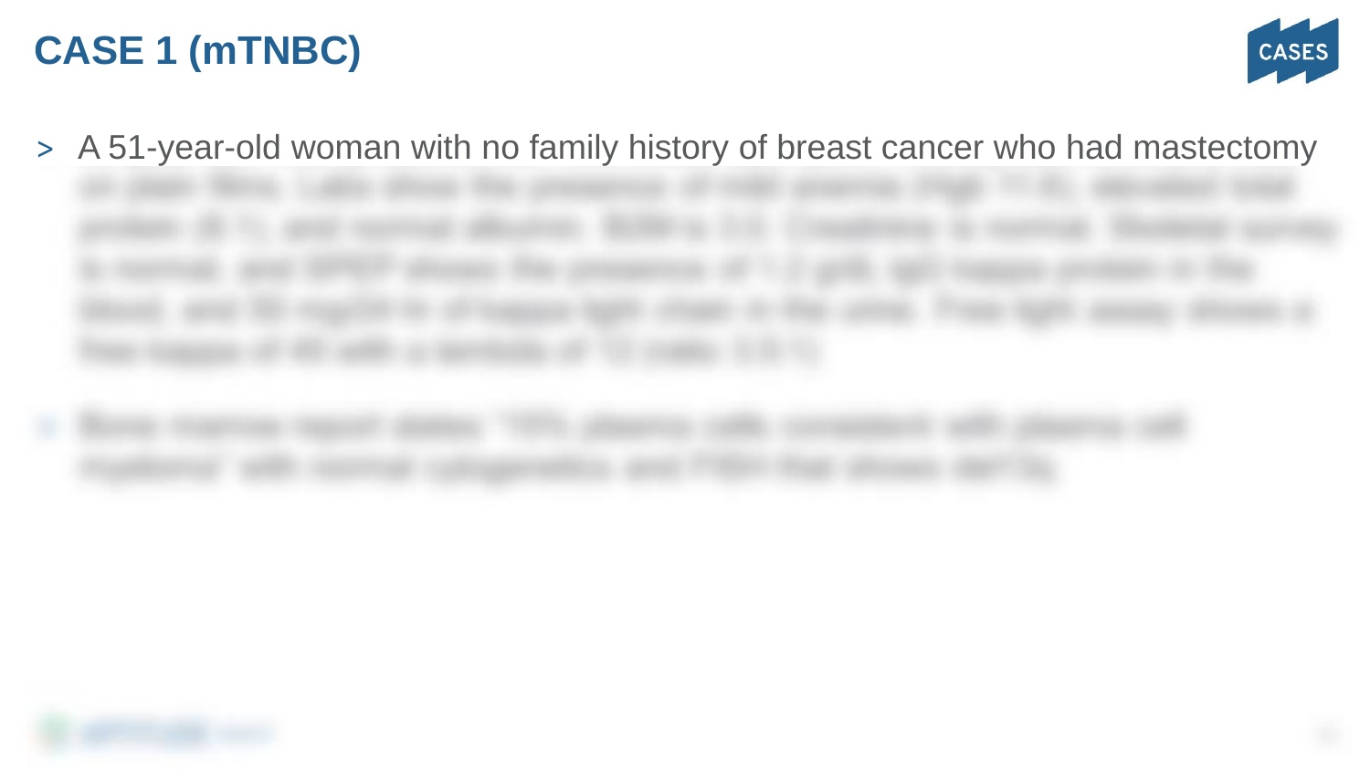# CASE 1 (mTNBC)

- A 51-year-old woman with no family history of breast cancer who had mastectomy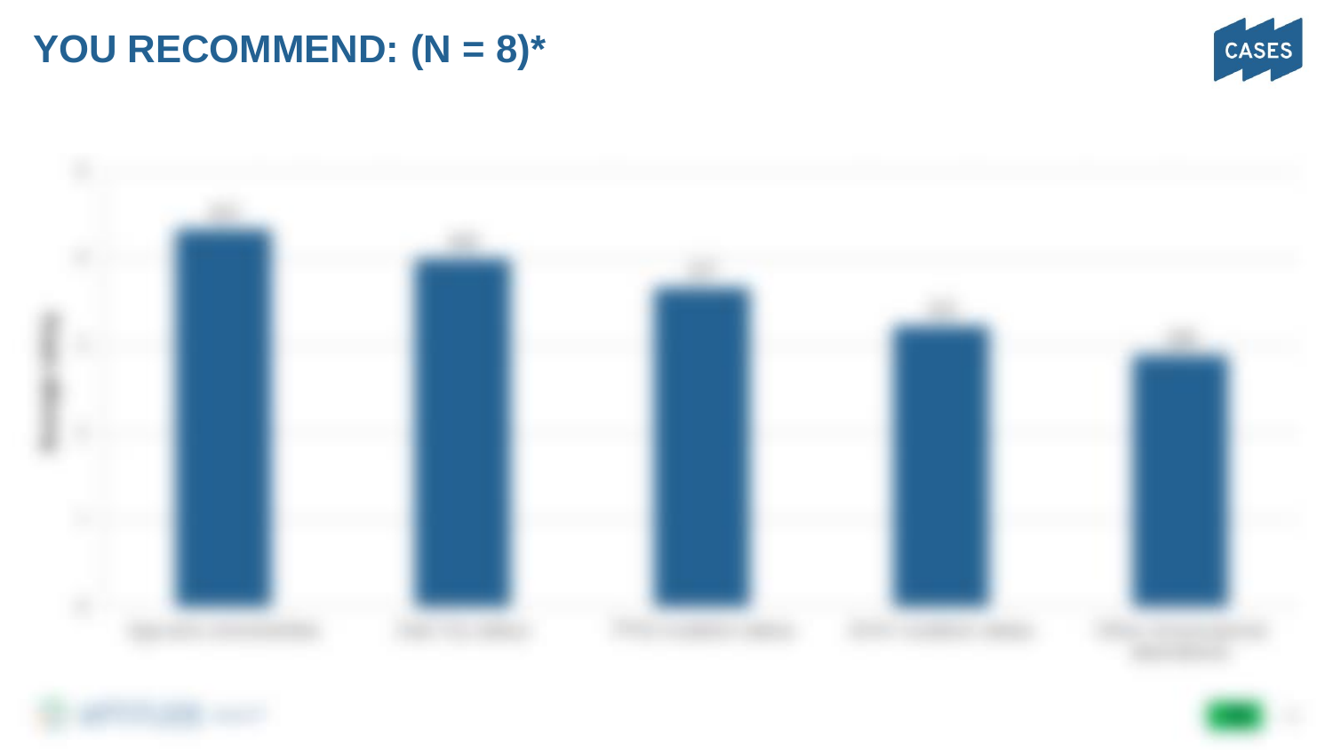# YOU RECOMMEND: (N = 8)*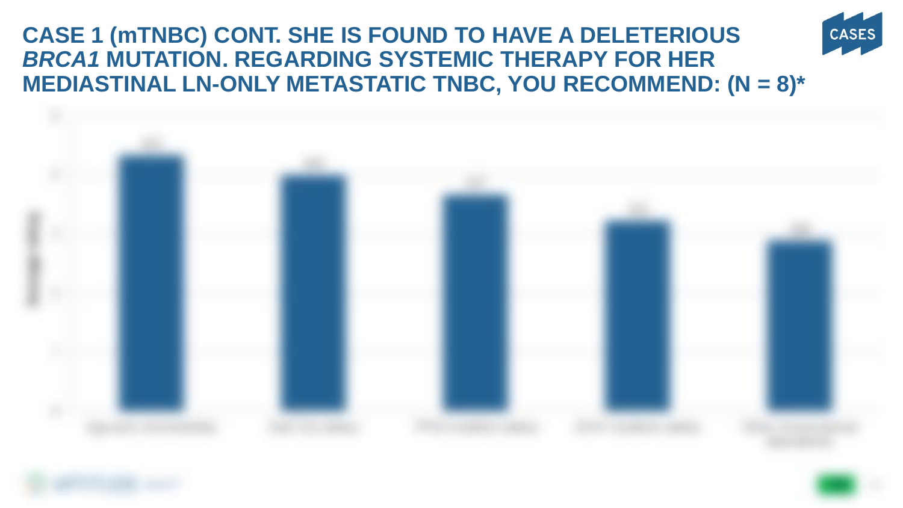# CASE 1 (mTNBC) CONT. SHE IS FOUND TO HAVE A DELETERIOUS *BRCA1* MUTATION. REGARDING SYSTEMIC THERAPY FOR HER MEDIASTINAL LN-ONLY METASTATIC TNBC, YOU RECOMMEND: (N = 8)*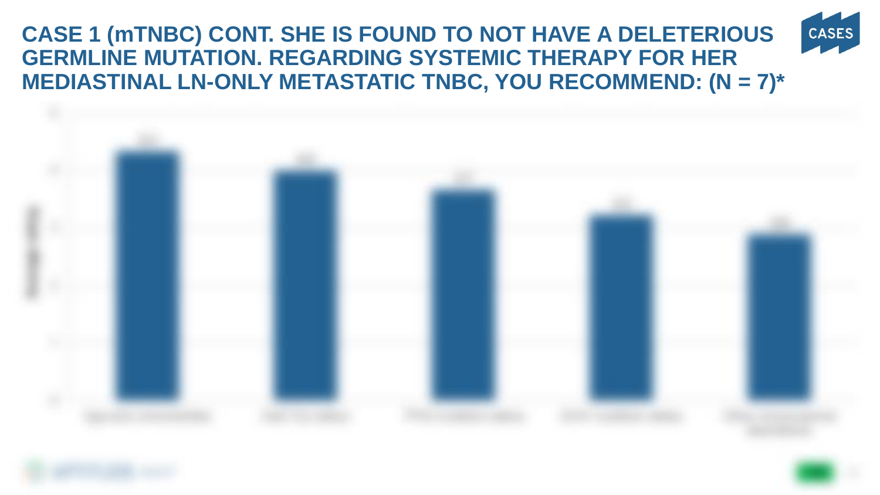# CASE 1 (mTNBC) CONT. SHE IS FOUND TO NOT HAVE A DELETERIOUS GERMLINE MUTATION. REGARDING SYSTEMIC THERAPY FOR HER MEDIASTINAL LN-ONLY METASTATIC TNBC, YOU RECOMMEND: (N = 7)*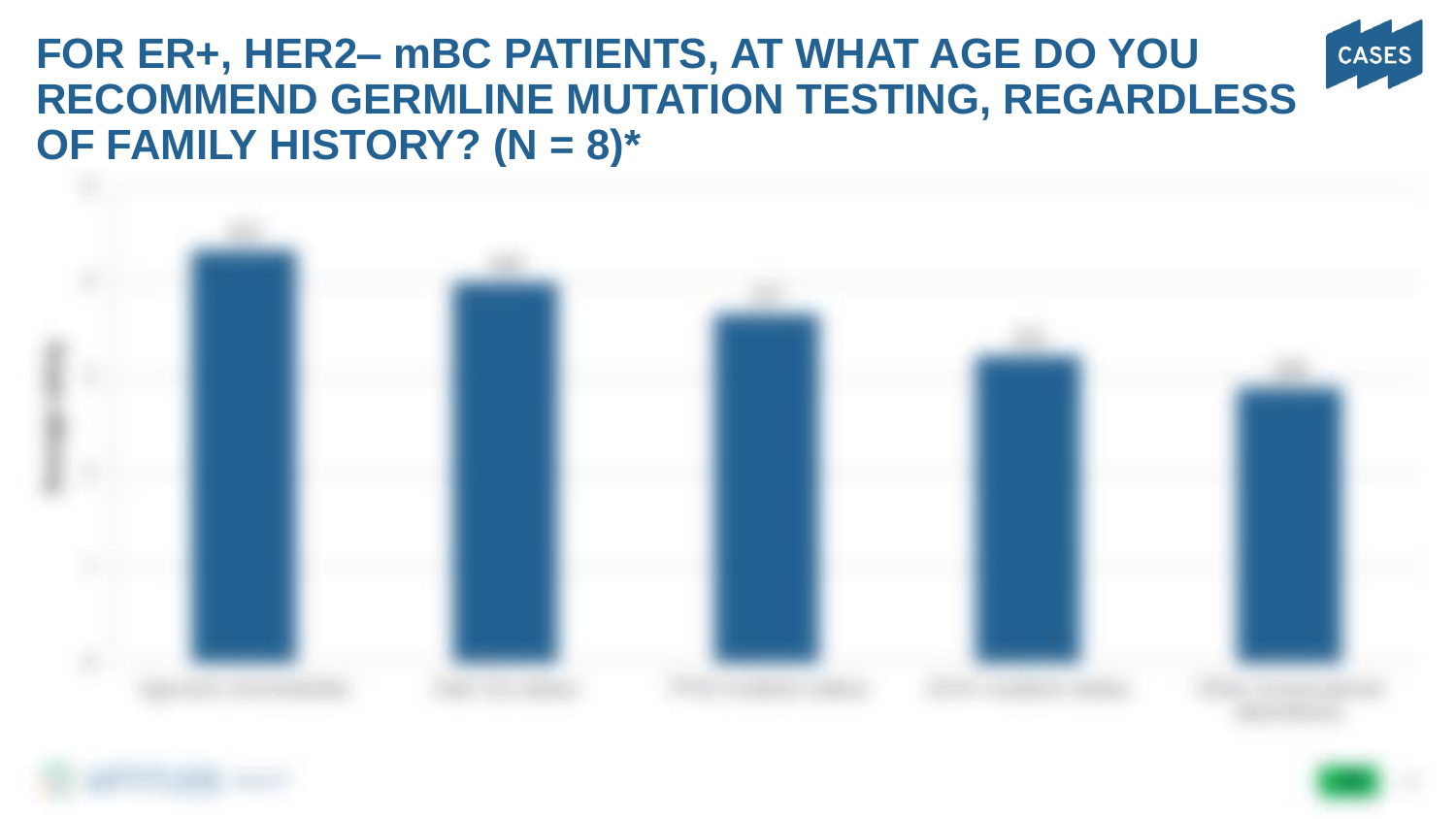# FOR ER+, HER2– mBC PATIENTS, AT WHAT AGE DO YOU RECOMMEND GERMLINE MUTATION TESTING, REGARDLESS OF FAMILY HISTORY? (N = 8)*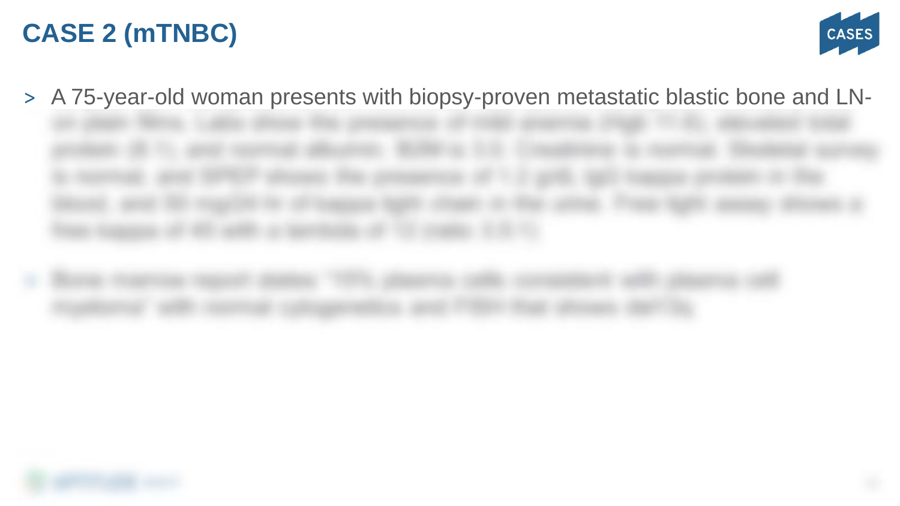# CASE 2 (mTNBC)

- A 75-year-old woman presents with biopsy-proven metastatic blastic bone and LN-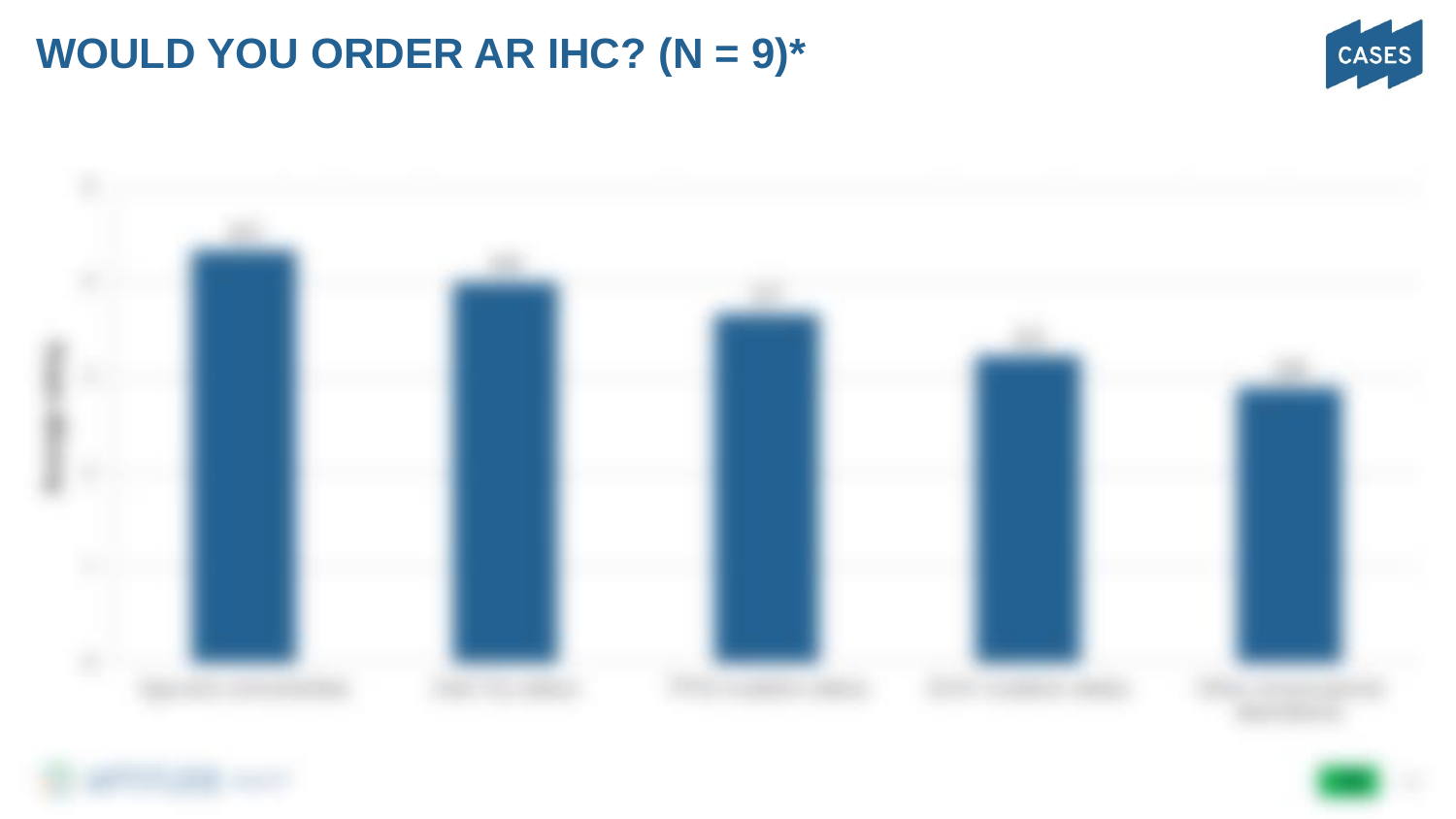# WOULD YOU ORDER AR IHC? (N = 9)*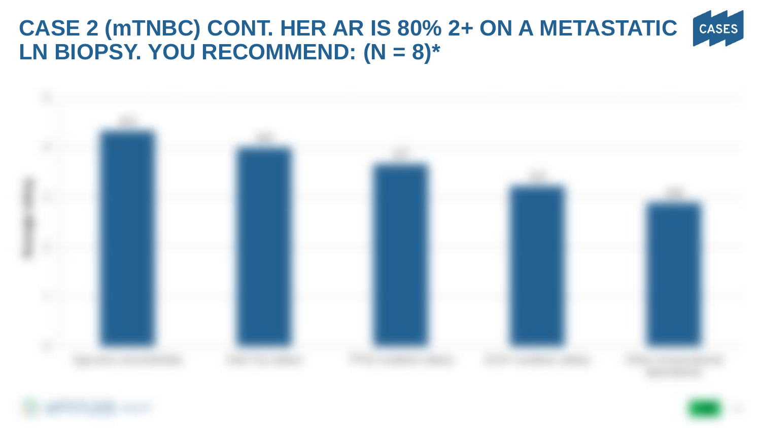# CASE 2 (mTNBC) CONT. HER AR IS 80% 2+ ON A METASTATIC LN BIOPSY. YOU RECOMMEND: (N = 8)*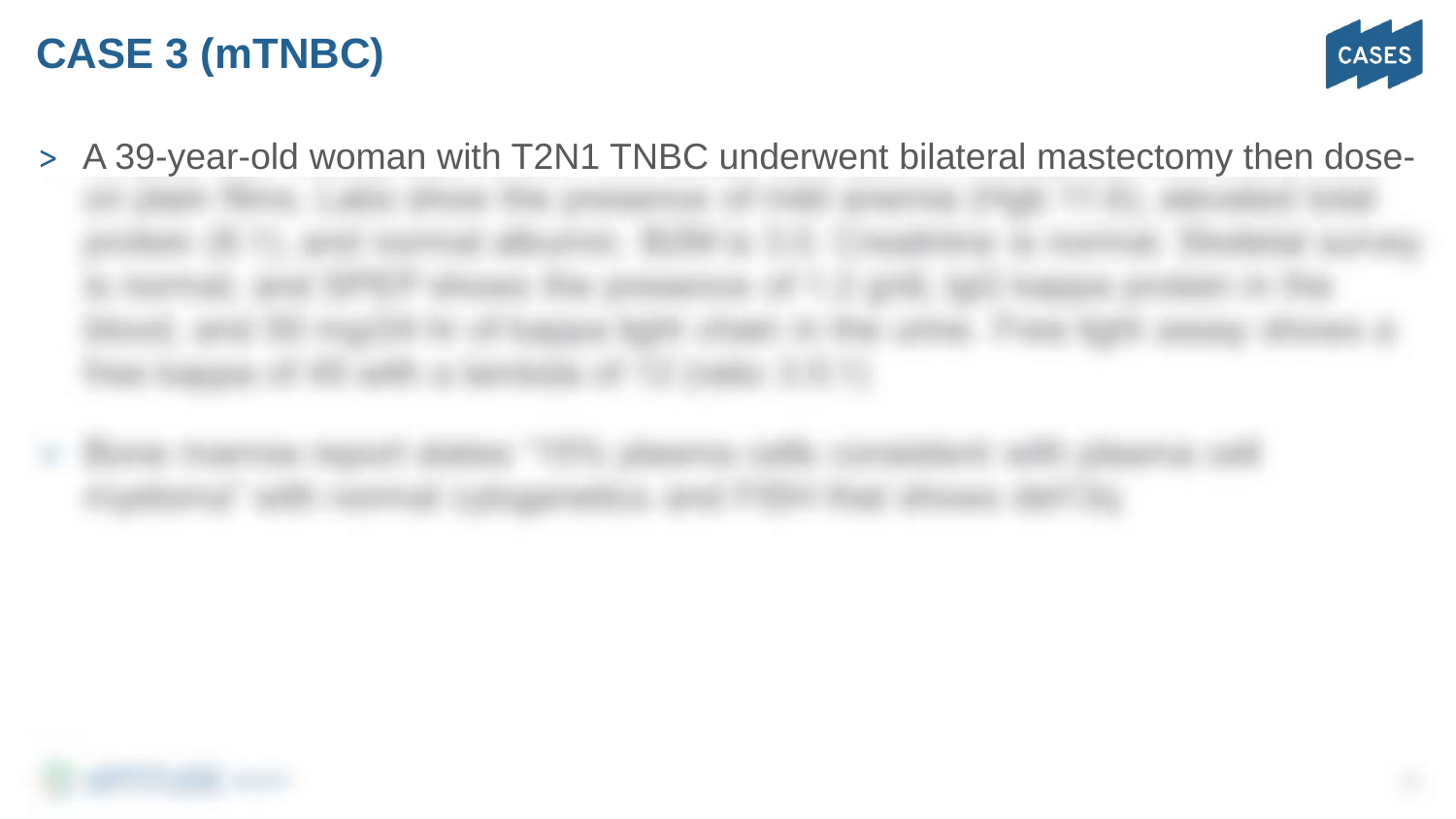## CASE 3 (mTNBC)

- A 39-year-old woman with T2N1 TNBC underwent bilateral mastectomy then dose-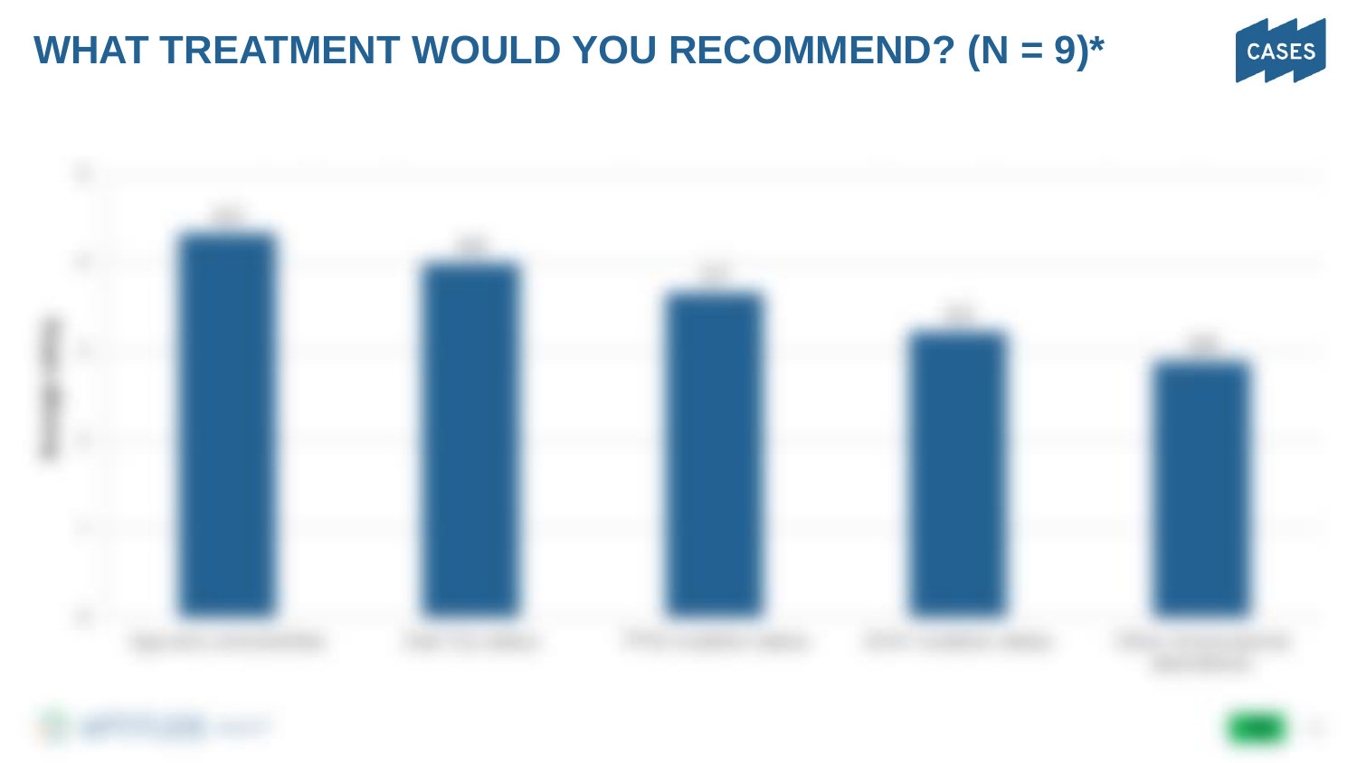# WHAT TREATMENT WOULD YOU RECOMMEND? (N = 9)*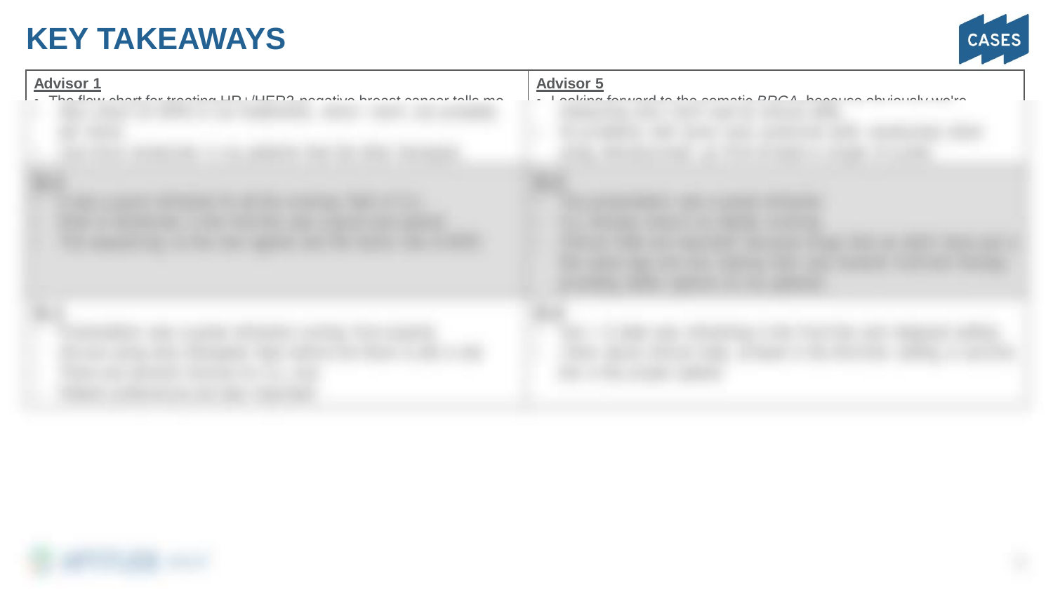# KEY TAKEAWAYS

| Advisor 1 | Advisor 5 |
|---|---|
| • The flow chart for treating HR+/HER2-negative breast cancer tells me | • Looking forward to the somatic *BRCA*, because obviously we're |